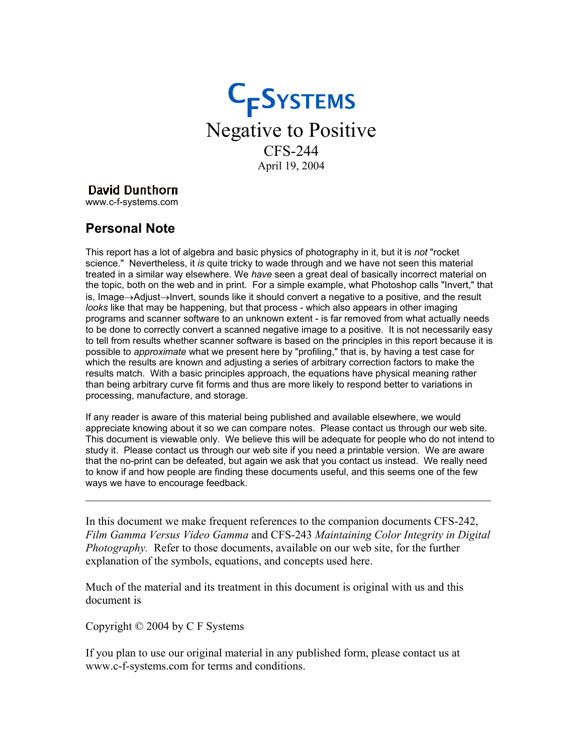# C F SYSTEMS

# Negative to Positive

CFS-244

April 19, 2004

**David Dunthorn**

www.c-f-systems.com

## Personal Note

This report has a lot of algebra and basic physics of photography in it, but it is *not* "rocket science." Nevertheless, it *is* quite tricky to wade through and we have not seen this material treated in a similar way elsewhere. We *have* seen a great deal of basically incorrect material on the topic, both on the web and in print. For a simple example, what Photoshop calls "Invert," that is, Image→Adjust→Invert, sounds like it should convert a negative to a positive, and the result *looks* like that may be happening, but that process - which also appears in other imaging programs and scanner software to an unknown extent - is far removed from what actually needs to be done to correctly convert a scanned negative image to a positive. It is not necessarily easy to tell from results whether scanner software is based on the principles in this report because it is possible to *approximate* what we present here by "profiling," that is, by having a test case for which the results are known and adjusting a series of arbitrary correction factors to make the results match. With a basic principles approach, the equations have physical meaning rather than being arbitrary curve fit forms and thus are more likely to respond better to variations in processing, manufacture, and storage.

If any reader is aware of this material being published and available elsewhere, we would appreciate knowing about it so we can compare notes. Please contact us through our web site. This document is viewable only. We believe this will be adequate for people who do not intend to study it. Please contact us through our web site if you need a printable version. We are aware that the no-print can be defeated, but again we ask that you contact us instead. We really need to know if and how people are finding these documents useful, and this seems one of the few ways we have to encourage feedback.

---

In this document we make frequent references to the companion documents CFS-242, *Film Gamma Versus Video Gamma* and CFS-243 *Maintaining Color Integrity in Digital Photography.* Refer to those documents, available on our web site, for the further explanation of the symbols, equations, and concepts used here.

Much of the material and its treatment in this document is original with us and this document is

Copyright © 2004 by C F Systems

If you plan to use our original material in any published form, please contact us at www.c-f-systems.com for terms and conditions.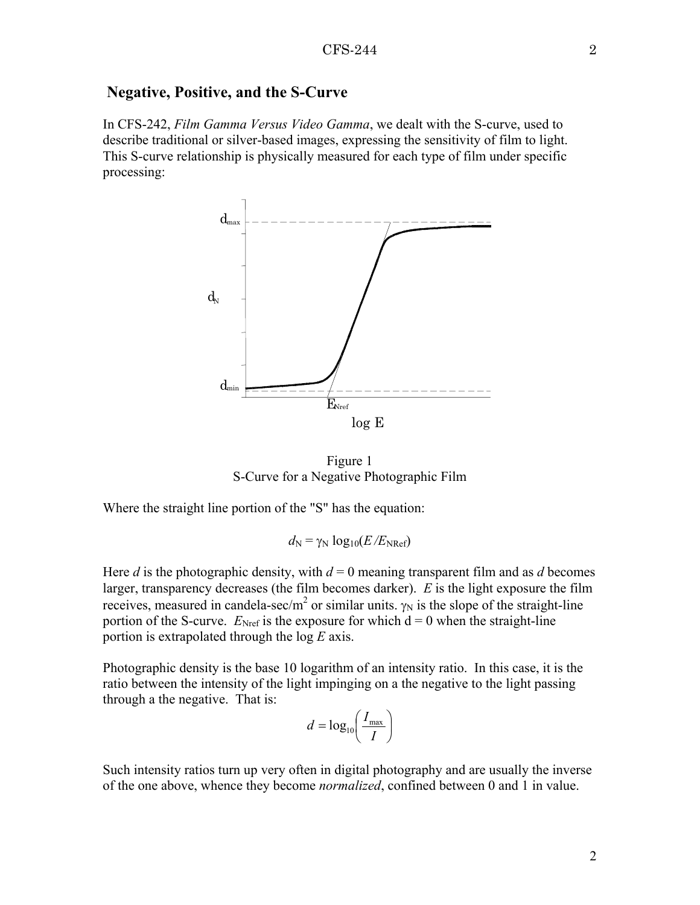## Negative, Positive, and the S-Curve

In CFS-242, *Film Gamma Versus Video Gamma*, we dealt with the S-curve, used to describe traditional or silver-based images, expressing the sensitivity of film to light. This S-curve relationship is physically measured for each type of film under specific processing:

$d_{max}$

$d_N$

$d_{min}$

$E_{NRef}$

log E

Figure 1
S-Curve for a Negative Photographic Film

Where the straight line portion of the "S" has the equation:

$$d_N = \gamma_N \log_{10}(E/E_{NRef})$$

Here $d$ is the photographic density, with $d = 0$ meaning transparent film and as $d$ becomes larger, transparency decreases (the film becomes darker). $E$ is the light exposure the film receives, measured in candela-sec/m$^2$ or similar units. $\gamma_N$ is the slope of the straight-line portion of the S-curve. $E_{NRef}$ is the exposure for which d = 0 when the straight-line portion is extrapolated through the log $E$ axis.

Photographic density is the base 10 logarithm of an intensity ratio. In this case, it is the ratio between the intensity of the light impinging on a the negative to the light passing through a the negative. That is:

$$d = \log_{10}\left(\frac{I_{max}}{I}\right)$$

Such intensity ratios turn up very often in digital photography and are usually the inverse of the one above, whence they become *normalized*, confined between 0 and 1 in value.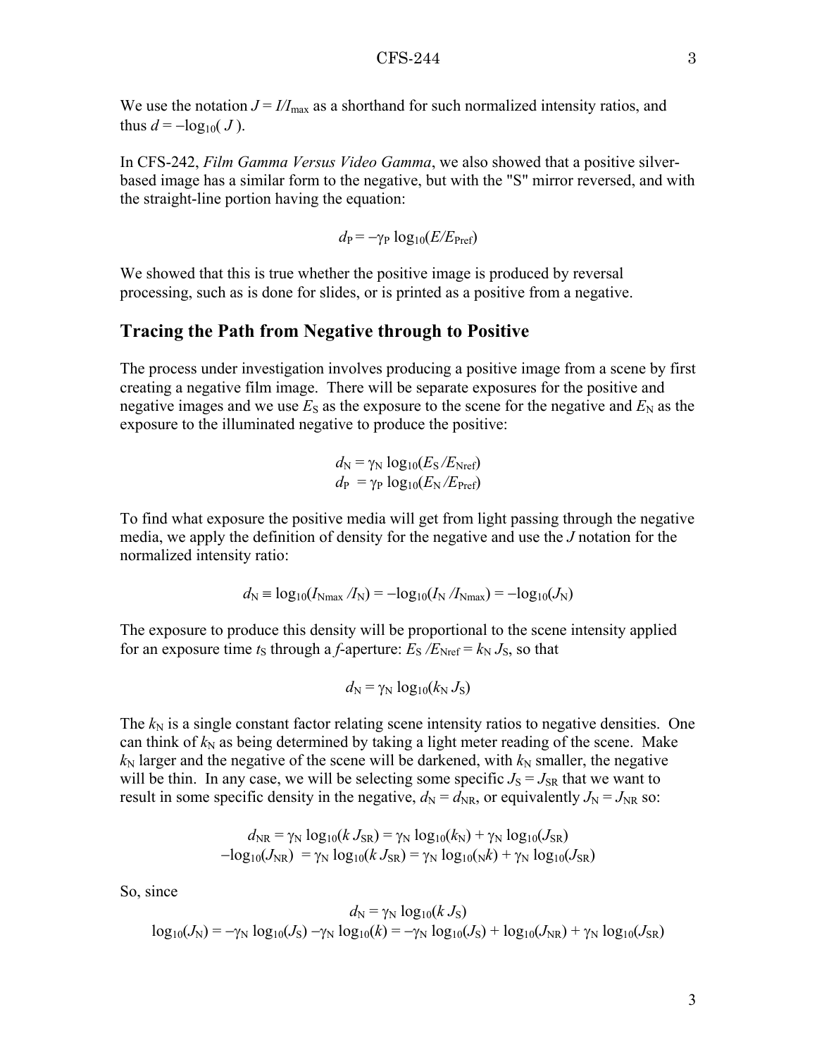We use the notation $J = I/I_{max}$ as a shorthand for such normalized intensity ratios, and thus $d = -\log_{10}( J )$.

In CFS-242, *Film Gamma Versus Video Gamma*, we also showed that a positive silver-based image has a similar form to the negative, but with the "S" mirror reversed, and with the straight-line portion having the equation:

$$d_P = -\gamma_P \log_{10}(E/E_{Pref})$$

We showed that this is true whether the positive image is produced by reversal processing, such as is done for slides, or is printed as a positive from a negative.

## Tracing the Path from Negative through to Positive

The process under investigation involves producing a positive image from a scene by first creating a negative film image. There will be separate exposures for the positive and negative images and we use $E_S$ as the exposure to the scene for the negative and $E_N$ as the exposure to the illuminated negative to produce the positive:

$$d_N = \gamma_N \log_{10}(E_S /E_{Nref})$$
$$d_P = \gamma_P \log_{10}(E_N /E_{Pref})$$

To find what exposure the positive media will get from light passing through the negative media, we apply the definition of density for the negative and use the $J$ notation for the normalized intensity ratio:

$$d_N \equiv \log_{10}(I_{Nmax} /I_N) = -\log_{10}(I_N /I_{Nmax}) = -\log_{10}(J_N)$$

The exposure to produce this density will be proportional to the scene intensity applied for an exposure time $t_S$ through a *f*-aperture: $E_S /E_{Nref} = k_N J_S$, so that

$$d_N = \gamma_N \log_{10}(k_N J_S)$$

The $k_N$ is a single constant factor relating scene intensity ratios to negative densities. One can think of $k_N$ as being determined by taking a light meter reading of the scene. Make $k_N$ larger and the negative of the scene will be darkened, with $k_N$ smaller, the negative will be thin. In any case, we will be selecting some specific $J_S = J_{SR}$ that we want to result in some specific density in the negative, $d_N = d_{NR}$, or equivalently $J_N = J_{NR}$ so:

$$d_{NR} = \gamma_N \log_{10}(k\, J_{SR}) = \gamma_N \log_{10}(k_N) + \gamma_N \log_{10}(J_{SR})$$
$$-\log_{10}(J_{NR}) = \gamma_N \log_{10}(k\, J_{SR}) = \gamma_N \log_{10}({}_N k) + \gamma_N \log_{10}(J_{SR})$$

So, since

$$d_N = \gamma_N \log_{10}(k\, J_S)$$
$$\log_{10}(J_N) = -\gamma_N \log_{10}(J_S) -\gamma_N \log_{10}(k) = -\gamma_N \log_{10}(J_S) + \log_{10}(J_{NR}) + \gamma_N \log_{10}(J_{SR})$$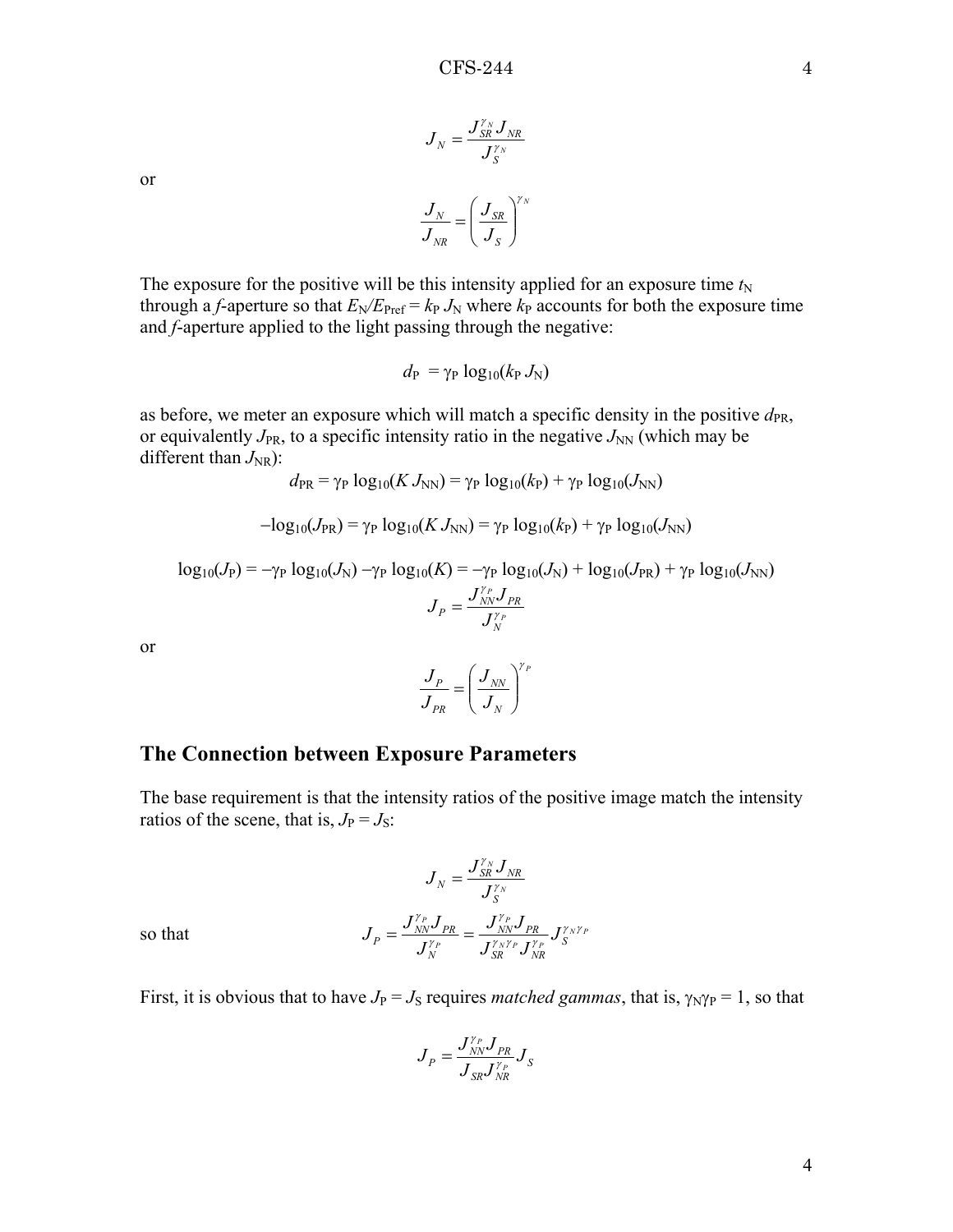$$J_N = \frac{J_{SR}^{\gamma_N} J_{NR}}{J_S^{\gamma_N}}$$

or

$$\frac{J_N}{J_{NR}} = \left(\frac{J_{SR}}{J_S}\right)^{\gamma_N}$$

The exposure for the positive will be this intensity applied for an exposure time $t_N$ through a *f*-aperture so that $E_N/E_{Pref} = k_P J_N$ where $k_P$ accounts for both the exposure time and *f*-aperture applied to the light passing through the negative:

$$d_P = \gamma_P \log_{10}(k_P J_N)$$

as before, we meter an exposure which will match a specific density in the positive $d_{PR}$, or equivalently $J_{PR}$, to a specific intensity ratio in the negative $J_{NN}$ (which may be different than $J_{NR}$):

$$d_{PR} = \gamma_P \log_{10}(K J_{NN}) = \gamma_P \log_{10}(k_P) + \gamma_P \log_{10}(J_{NN})$$

$$-\log_{10}(J_{PR}) = \gamma_P \log_{10}(K J_{NN}) = \gamma_P \log_{10}(k_P) + \gamma_P \log_{10}(J_{NN})$$

$$\log_{10}(J_P) = -\gamma_P \log_{10}(J_N) - \gamma_P \log_{10}(K) = -\gamma_P \log_{10}(J_N) + \log_{10}(J_{PR}) + \gamma_P \log_{10}(J_{NN})$$

$$J_P = \frac{J_{NN}^{\gamma_P} J_{PR}}{J_N^{\gamma_P}}$$

or

$$\frac{J_P}{J_{PR}} = \left(\frac{J_{NN}}{J_N}\right)^{\gamma_P}$$

## The Connection between Exposure Parameters

The base requirement is that the intensity ratios of the positive image match the intensity ratios of the scene, that is, $J_P = J_S$:

$$J_N = \frac{J_{SR}^{\gamma_N} J_{NR}}{J_S^{\gamma_N}}$$

so that

$$J_P = \frac{J_{NN}^{\gamma_P} J_{PR}}{J_N^{\gamma_P}} = \frac{J_{NN}^{\gamma_P} J_{PR}}{J_{SR}^{\gamma_N \gamma_P} J_{NR}^{\gamma_P}} J_S^{\gamma_N \gamma_P}$$

First, it is obvious that to have $J_P = J_S$ requires *matched gammas*, that is, $\gamma_N \gamma_P = 1$, so that

$$J_P = \frac{J_{NN}^{\gamma_P} J_{PR}}{J_{SR} J_{NR}^{\gamma_P}} J_S$$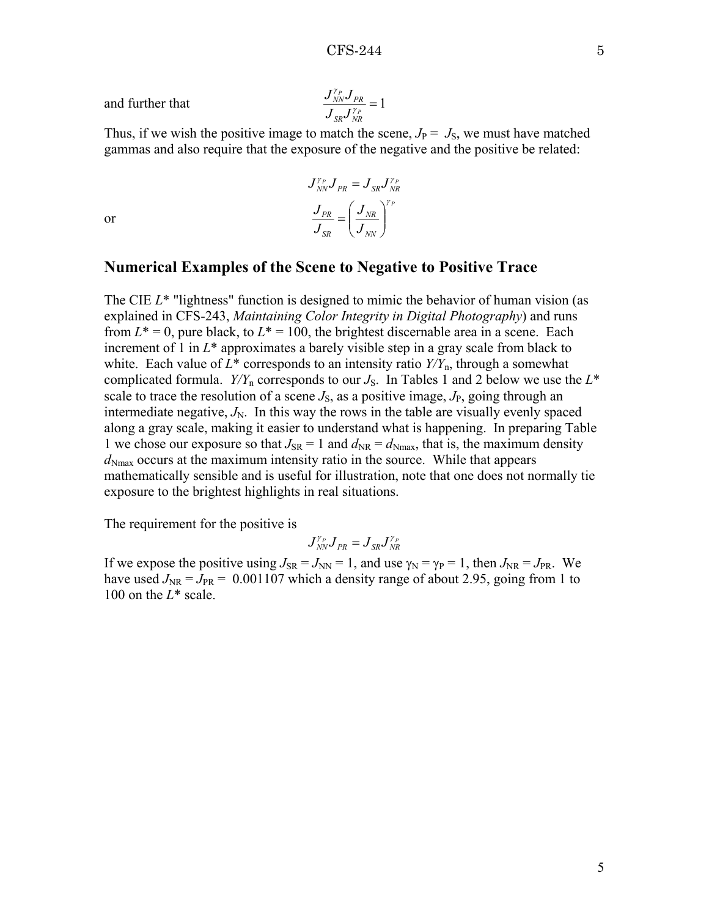and further that

$$\frac{J_{NN}^{\gamma_P} J_{PR}}{J_{SR} J_{NR}^{\gamma_P}} = 1$$

Thus, if we wish the positive image to match the scene, $J_P = J_S$, we must have matched gammas and also require that the exposure of the negative and the positive be related:

$$J_{NN}^{\gamma_P} J_{PR} = J_{SR} J_{NR}^{\gamma_P}$$

or

$$\frac{J_{PR}}{J_{SR}} = \left( \frac{J_{NR}}{J_{NN}} \right)^{\gamma_P}$$

## Numerical Examples of the Scene to Negative to Positive Trace

The CIE $L^*$ "lightness" function is designed to mimic the behavior of human vision (as explained in CFS-243, *Maintaining Color Integrity in Digital Photography*) and runs from $L^* = 0$, pure black, to $L^* = 100$, the brightest discernable area in a scene. Each increment of 1 in $L^*$ approximates a barely visible step in a gray scale from black to white. Each value of $L^*$ corresponds to an intensity ratio $Y/Y_n$, through a somewhat complicated formula. $Y/Y_n$ corresponds to our $J_S$. In Tables 1 and 2 below we use the $L^*$ scale to trace the resolution of a scene $J_S$, as a positive image, $J_P$, going through an intermediate negative, $J_N$. In this way the rows in the table are visually evenly spaced along a gray scale, making it easier to understand what is happening. In preparing Table 1 we chose our exposure so that $J_{SR} = 1$ and $d_{NR} = d_{N\max}$, that is, the maximum density $d_{N\max}$ occurs at the maximum intensity ratio in the source. While that appears mathematically sensible and is useful for illustration, note that one does not normally tie exposure to the brightest highlights in real situations.

The requirement for the positive is

$$J_{NN}^{\gamma_P} J_{PR} = J_{SR} J_{NR}^{\gamma_P}$$

If we expose the positive using $J_{SR} = J_{NN} = 1$, and use $\gamma_N = \gamma_P = 1$, then $J_{NR} = J_{PR}$. We have used $J_{NR} = J_{PR} = 0.001107$ which a density range of about 2.95, going from 1 to 100 on the $L^*$ scale.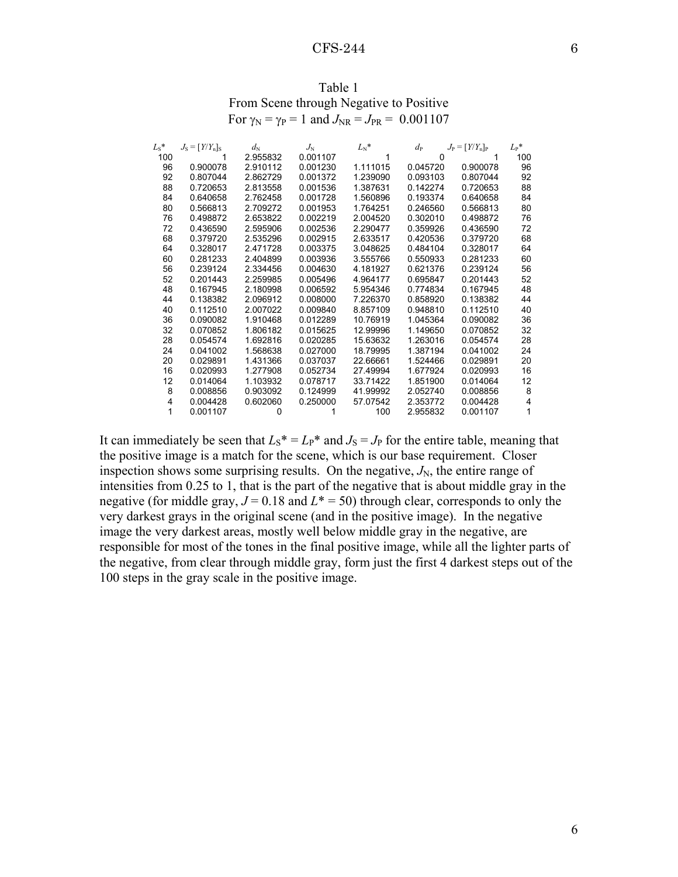Table 1
From Scene through Negative to Positive
For $\gamma_N = \gamma_P = 1$ and $J_{NR} = J_{PR} = 0.001107$

| $L_S$* | $J_S = [Y/Y_n]_S$ | $d_N$ | $J_N$ | $L_N$* | $d_P$ | $J_P = [Y/Y_n]_P$ | $L_P$* |
|---|---|---|---|---|---|---|---|
| 100 | 1 | 2.955832 | 0.001107 | 1 | 0 | 1 | 100 |
| 96 | 0.900078 | 2.910112 | 0.001230 | 1.111015 | 0.045720 | 0.900078 | 96 |
| 92 | 0.807044 | 2.862729 | 0.001372 | 1.239090 | 0.093103 | 0.807044 | 92 |
| 88 | 0.720653 | 2.813558 | 0.001536 | 1.387631 | 0.142274 | 0.720653 | 88 |
| 84 | 0.640658 | 2.762458 | 0.001728 | 1.560896 | 0.193374 | 0.640658 | 84 |
| 80 | 0.566813 | 2.709272 | 0.001953 | 1.764251 | 0.246560 | 0.566813 | 80 |
| 76 | 0.498872 | 2.653822 | 0.002219 | 2.004520 | 0.302010 | 0.498872 | 76 |
| 72 | 0.436590 | 2.595906 | 0.002536 | 2.290477 | 0.359926 | 0.436590 | 72 |
| 68 | 0.379720 | 2.535296 | 0.002915 | 2.633517 | 0.420536 | 0.379720 | 68 |
| 64 | 0.328017 | 2.471728 | 0.003375 | 3.048625 | 0.484104 | 0.328017 | 64 |
| 60 | 0.281233 | 2.404899 | 0.003936 | 3.555766 | 0.550933 | 0.281233 | 60 |
| 56 | 0.239124 | 2.334456 | 0.004630 | 4.181927 | 0.621376 | 0.239124 | 56 |
| 52 | 0.201443 | 2.259985 | 0.005496 | 4.964177 | 0.695847 | 0.201443 | 52 |
| 48 | 0.167945 | 2.180998 | 0.006592 | 5.954346 | 0.774834 | 0.167945 | 48 |
| 44 | 0.138382 | 2.096912 | 0.008000 | 7.226370 | 0.858920 | 0.138382 | 44 |
| 40 | 0.112510 | 2.007022 | 0.009840 | 8.857109 | 0.948810 | 0.112510 | 40 |
| 36 | 0.090082 | 1.910468 | 0.012289 | 10.76919 | 1.045364 | 0.090082 | 36 |
| 32 | 0.070852 | 1.806182 | 0.015625 | 12.99996 | 1.149650 | 0.070852 | 32 |
| 28 | 0.054574 | 1.692816 | 0.020285 | 15.63632 | 1.263016 | 0.054574 | 28 |
| 24 | 0.041002 | 1.568638 | 0.027000 | 18.79995 | 1.387194 | 0.041002 | 24 |
| 20 | 0.029891 | 1.431366 | 0.037037 | 22.66661 | 1.524466 | 0.029891 | 20 |
| 16 | 0.020993 | 1.277908 | 0.052734 | 27.49994 | 1.677924 | 0.020993 | 16 |
| 12 | 0.014064 | 1.103932 | 0.078717 | 33.71422 | 1.851900 | 0.014064 | 12 |
| 8 | 0.008856 | 0.903092 | 0.124999 | 41.99992 | 2.052740 | 0.008856 | 8 |
| 4 | 0.004428 | 0.602060 | 0.250000 | 57.07542 | 2.353772 | 0.004428 | 4 |
| 1 | 0.001107 | 0 | 1 | 100 | 2.955832 | 0.001107 | 1 |

It can immediately be seen that $L_S* = L_P*$ and $J_S = J_P$ for the entire table, meaning that the positive image is a match for the scene, which is our base requirement. Closer inspection shows some surprising results. On the negative, $J_N$, the entire range of intensities from 0.25 to 1, that is the part of the negative that is about middle gray in the negative (for middle gray, $J = 0.18$ and $L* = 50$) through clear, corresponds to only the very darkest grays in the original scene (and in the positive image). In the negative image the very darkest areas, mostly well below middle gray in the negative, are responsible for most of the tones in the final positive image, while all the lighter parts of the negative, from clear through middle gray, form just the first 4 darkest steps out of the 100 steps in the gray scale in the positive image.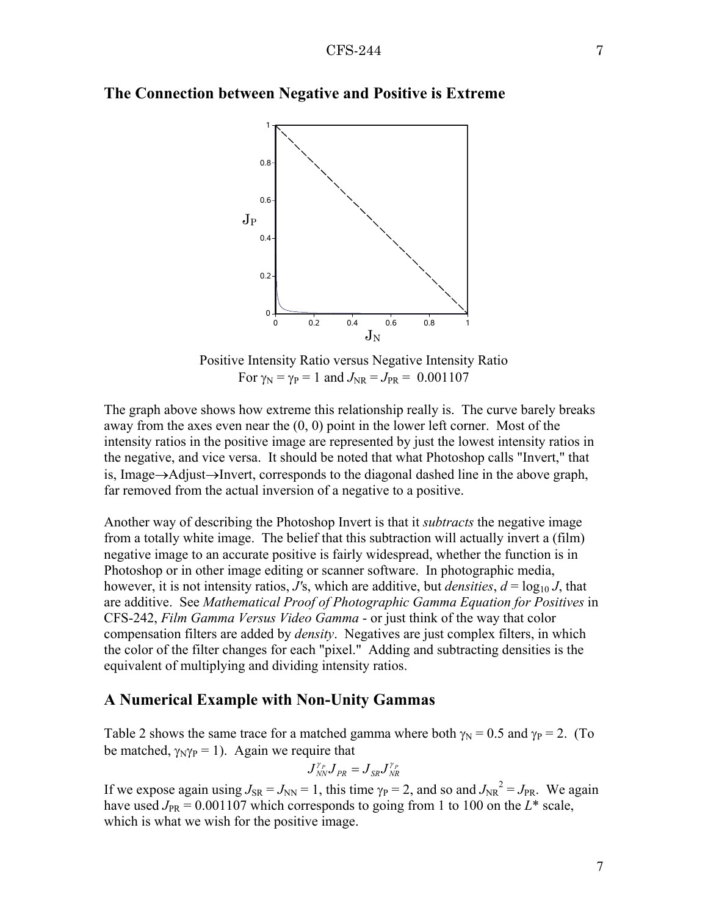## The Connection between Negative and Positive is Extreme

1

0.8

0.6

$J_P$

0.4

0.2

0

0 0.2 0.4 0.6 0.8 1

$J_N$

Positive Intensity Ratio versus Negative Intensity Ratio
For $\gamma_N = \gamma_P = 1$ and $J_{NR} = J_{PR} = 0.001107$

The graph above shows how extreme this relationship really is. The curve barely breaks away from the axes even near the (0, 0) point in the lower left corner. Most of the intensity ratios in the positive image are represented by just the lowest intensity ratios in the negative, and vice versa. It should be noted that what Photoshop calls "Invert," that is, Image→Adjust→Invert, corresponds to the diagonal dashed line in the above graph, far removed from the actual inversion of a negative to a positive.

Another way of describing the Photoshop Invert is that it *subtracts* the negative image from a totally white image. The belief that this subtraction will actually invert a (film) negative image to an accurate positive is fairly widespread, whether the function is in Photoshop or in other image editing or scanner software. In photographic media, however, it is not intensity ratios, *J*'s, which are additive, but *densities*, $d = \log_{10} J$, that are additive. See *Mathematical Proof of Photographic Gamma Equation for Positives* in CFS-242, *Film Gamma Versus Video Gamma* - or just think of the way that color compensation filters are added by *density*. Negatives are just complex filters, in which the color of the filter changes for each "pixel." Adding and subtracting densities is the equivalent of multiplying and dividing intensity ratios.

## A Numerical Example with Non-Unity Gammas

Table 2 shows the same trace for a matched gamma where both $\gamma_N = 0.5$ and $\gamma_P = 2$. (To be matched, $\gamma_N\gamma_P = 1$). Again we require that

$$J_{NN}^{\gamma_P} J_{PR} = J_{SR} J_{NR}^{\gamma_P}$$

If we expose again using $J_{SR} = J_{NN} = 1$, this time $\gamma_P = 2$, and so and $J_{NR}^2 = J_{PR}$. We again have used $J_{PR} = 0.001107$ which corresponds to going from 1 to 100 on the $L^*$ scale, which is what we wish for the positive image.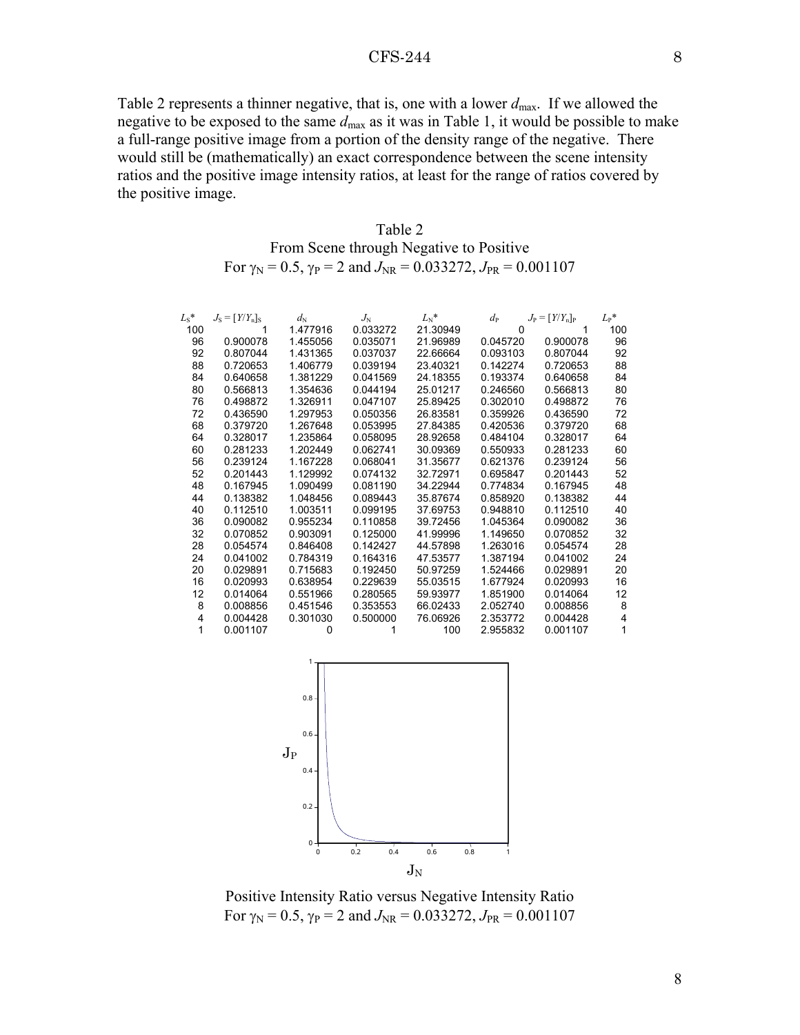Table 2 represents a thinner negative, that is, one with a lower $d_{\max}$. If we allowed the negative to be exposed to the same $d_{\max}$ as it was in Table 1, it would be possible to make a full-range positive image from a portion of the density range of the negative. There would still be (mathematically) an exact correspondence between the scene intensity ratios and the positive image intensity ratios, at least for the range of ratios covered by the positive image.

Table 2
From Scene through Negative to Positive
For $\gamma_N = 0.5$, $\gamma_P = 2$ and $J_{NR} = 0.033272$, $J_{PR} = 0.001107$

| $L_S$* | $J_S = [Y/Y_n]_S$ | $d_N$ | $J_N$ | $L_N$* | $d_P$ | $J_P = [Y/Y_n]_P$ | $L_P$* |
|---|---|---|---|---|---|---|---|
| 100 | 1 | 1.477916 | 0.033272 | 21.30949 | 0 | 1 | 100 |
| 96 | 0.900078 | 1.455056 | 0.035071 | 21.96989 | 0.045720 | 0.900078 | 96 |
| 92 | 0.807044 | 1.431365 | 0.037037 | 22.66664 | 0.093103 | 0.807044 | 92 |
| 88 | 0.720653 | 1.406779 | 0.039194 | 23.40321 | 0.142274 | 0.720653 | 88 |
| 84 | 0.640658 | 1.381229 | 0.041569 | 24.18355 | 0.193374 | 0.640658 | 84 |
| 80 | 0.566813 | 1.354636 | 0.044194 | 25.01217 | 0.246560 | 0.566813 | 80 |
| 76 | 0.498872 | 1.326911 | 0.047107 | 25.89425 | 0.302010 | 0.498872 | 76 |
| 72 | 0.436590 | 1.297953 | 0.050356 | 26.83581 | 0.359926 | 0.436590 | 72 |
| 68 | 0.379720 | 1.267648 | 0.053995 | 27.84385 | 0.420536 | 0.379720 | 68 |
| 64 | 0.328017 | 1.235864 | 0.058095 | 28.92658 | 0.484104 | 0.328017 | 64 |
| 60 | 0.281233 | 1.202449 | 0.062741 | 30.09369 | 0.550933 | 0.281233 | 60 |
| 56 | 0.239124 | 1.167228 | 0.068041 | 31.35677 | 0.621376 | 0.239124 | 56 |
| 52 | 0.201443 | 1.129992 | 0.074132 | 32.72971 | 0.695847 | 0.201443 | 52 |
| 48 | 0.167945 | 1.090499 | 0.081190 | 34.22944 | 0.774834 | 0.167945 | 48 |
| 44 | 0.138382 | 1.048456 | 0.089443 | 35.87674 | 0.858920 | 0.138382 | 44 |
| 40 | 0.112510 | 1.003511 | 0.099195 | 37.69753 | 0.948810 | 0.112510 | 40 |
| 36 | 0.090082 | 0.955234 | 0.110858 | 39.72456 | 1.045364 | 0.090082 | 36 |
| 32 | 0.070852 | 0.903091 | 0.125000 | 41.99996 | 1.149650 | 0.070852 | 32 |
| 28 | 0.054574 | 0.846408 | 0.142427 | 44.57898 | 1.263016 | 0.054574 | 28 |
| 24 | 0.041002 | 0.784319 | 0.164316 | 47.53577 | 1.387194 | 0.041002 | 24 |
| 20 | 0.029891 | 0.715683 | 0.192450 | 50.97259 | 1.524466 | 0.029891 | 20 |
| 16 | 0.020993 | 0.638954 | 0.229639 | 55.03515 | 1.677924 | 0.020993 | 16 |
| 12 | 0.014064 | 0.551966 | 0.280565 | 59.93977 | 1.851900 | 0.014064 | 12 |
| 8 | 0.008856 | 0.451546 | 0.353553 | 66.02433 | 2.052740 | 0.008856 | 8 |
| 4 | 0.004428 | 0.301030 | 0.500000 | 76.06926 | 2.353772 | 0.004428 | 4 |
| 1 | 0.001107 | 0 | 1 | 100 | 2.955832 | 0.001107 | 1 |

$J_P$

0
0.2
0.4
0.6
0.8
1

0
0.2
0.4
0.6
0.8
1

$J_N$

Positive Intensity Ratio versus Negative Intensity Ratio
For $\gamma_N = 0.5$, $\gamma_P = 2$ and $J_{NR} = 0.033272$, $J_{PR} = 0.001107$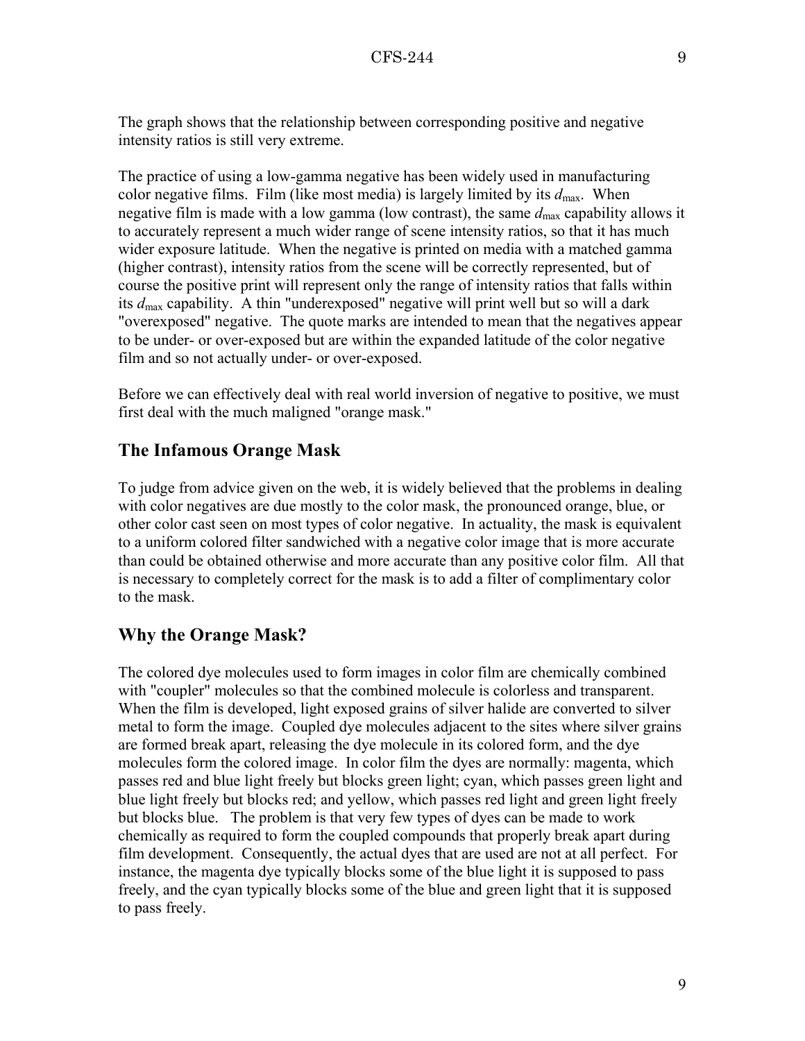The graph shows that the relationship between corresponding positive and negative intensity ratios is still very extreme.

The practice of using a low-gamma negative has been widely used in manufacturing color negative films. Film (like most media) is largely limited by its $d_{max}$. When negative film is made with a low gamma (low contrast), the same $d_{max}$ capability allows it to accurately represent a much wider range of scene intensity ratios, so that it has much wider exposure latitude. When the negative is printed on media with a matched gamma (higher contrast), intensity ratios from the scene will be correctly represented, but of course the positive print will represent only the range of intensity ratios that falls within its $d_{max}$ capability. A thin "underexposed" negative will print well but so will a dark "overexposed" negative. The quote marks are intended to mean that the negatives appear to be under- or over-exposed but are within the expanded latitude of the color negative film and so not actually under- or over-exposed.

Before we can effectively deal with real world inversion of negative to positive, we must first deal with the much maligned "orange mask."

## The Infamous Orange Mask

To judge from advice given on the web, it is widely believed that the problems in dealing with color negatives are due mostly to the color mask, the pronounced orange, blue, or other color cast seen on most types of color negative. In actuality, the mask is equivalent to a uniform colored filter sandwiched with a negative color image that is more accurate than could be obtained otherwise and more accurate than any positive color film. All that is necessary to completely correct for the mask is to add a filter of complimentary color to the mask.

## Why the Orange Mask?

The colored dye molecules used to form images in color film are chemically combined with "coupler" molecules so that the combined molecule is colorless and transparent. When the film is developed, light exposed grains of silver halide are converted to silver metal to form the image. Coupled dye molecules adjacent to the sites where silver grains are formed break apart, releasing the dye molecule in its colored form, and the dye molecules form the colored image. In color film the dyes are normally: magenta, which passes red and blue light freely but blocks green light; cyan, which passes green light and blue light freely but blocks red; and yellow, which passes red light and green light freely but blocks blue. The problem is that very few types of dyes can be made to work chemically as required to form the coupled compounds that properly break apart during film development. Consequently, the actual dyes that are used are not at all perfect. For instance, the magenta dye typically blocks some of the blue light it is supposed to pass freely, and the cyan typically blocks some of the blue and green light that it is supposed to pass freely.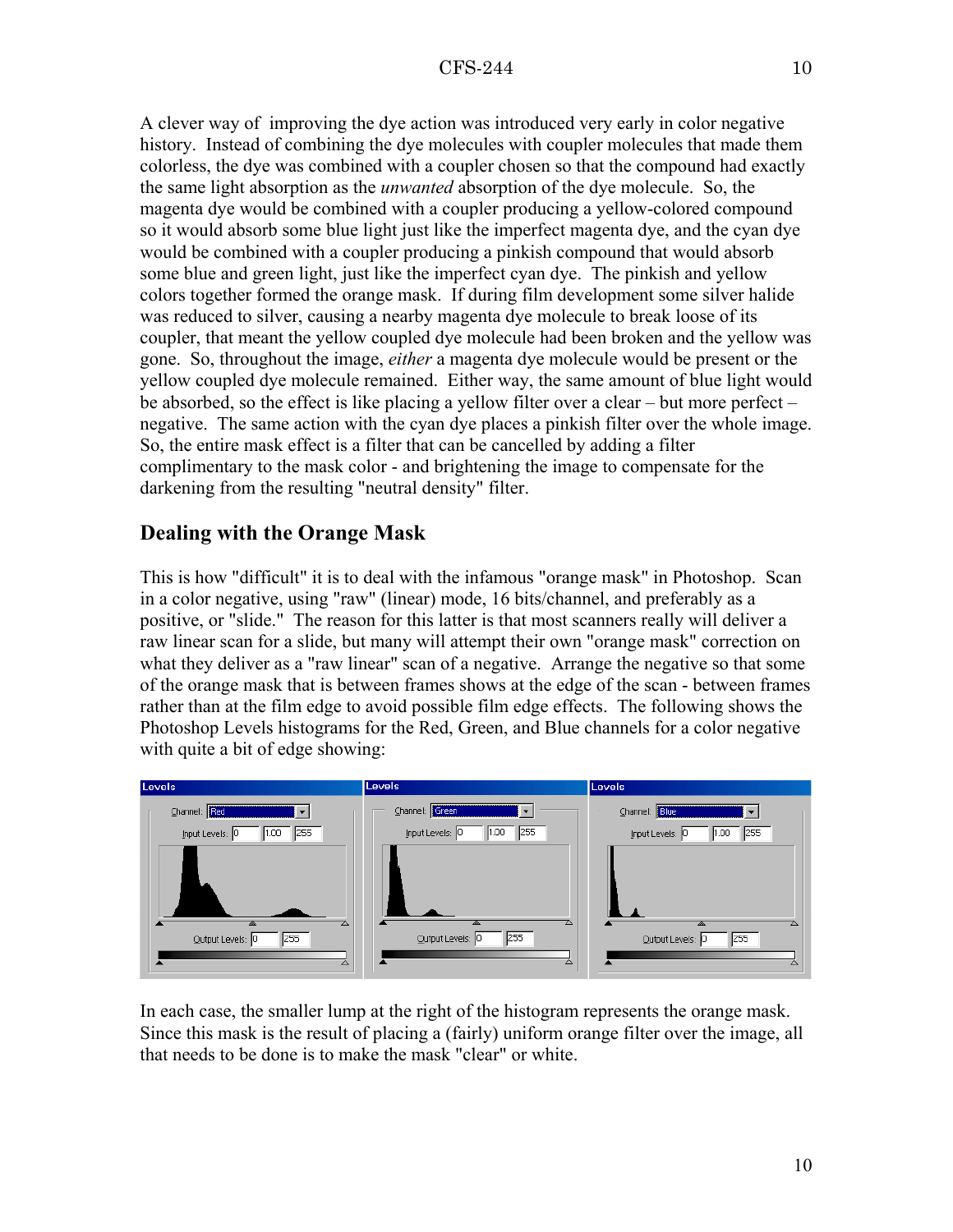A clever way of improving the dye action was introduced very early in color negative history. Instead of combining the dye molecules with coupler molecules that made them colorless, the dye was combined with a coupler chosen so that the compound had exactly the same light absorption as the *unwanted* absorption of the dye molecule. So, the magenta dye would be combined with a coupler producing a yellow-colored compound so it would absorb some blue light just like the imperfect magenta dye, and the cyan dye would be combined with a coupler producing a pinkish compound that would absorb some blue and green light, just like the imperfect cyan dye. The pinkish and yellow colors together formed the orange mask. If during film development some silver halide was reduced to silver, causing a nearby magenta dye molecule to break loose of its coupler, that meant the yellow coupled dye molecule had been broken and the yellow was gone. So, throughout the image, *either* a magenta dye molecule would be present or the yellow coupled dye molecule remained. Either way, the same amount of blue light would be absorbed, so the effect is like placing a yellow filter over a clear – but more perfect – negative. The same action with the cyan dye places a pinkish filter over the whole image. So, the entire mask effect is a filter that can be cancelled by adding a filter complimentary to the mask color - and brightening the image to compensate for the darkening from the resulting "neutral density" filter.

## Dealing with the Orange Mask

This is how "difficult" it is to deal with the infamous "orange mask" in Photoshop. Scan in a color negative, using "raw" (linear) mode, 16 bits/channel, and preferably as a positive, or "slide." The reason for this latter is that most scanners really will deliver a raw linear scan for a slide, but many will attempt their own "orange mask" correction on what they deliver as a "raw linear" scan of a negative. Arrange the negative so that some of the orange mask that is between frames shows at the edge of the scan - between frames rather than at the film edge to avoid possible film edge effects. The following shows the Photoshop Levels histograms for the Red, Green, and Blue channels for a color negative with quite a bit of edge showing:

Levels
Channel: Red
Input Levels: 0 1.00 255
Output Levels: 0 255

Levels
Channel: Green
Input Levels: 0 1.00 255
Output Levels: 0 255

Levels
Channel: Blue
Input Levels: 0 1.00 255
Output Levels: 0 255

In each case, the smaller lump at the right of the histogram represents the orange mask. Since this mask is the result of placing a (fairly) uniform orange filter over the image, all that needs to be done is to make the mask "clear" or white.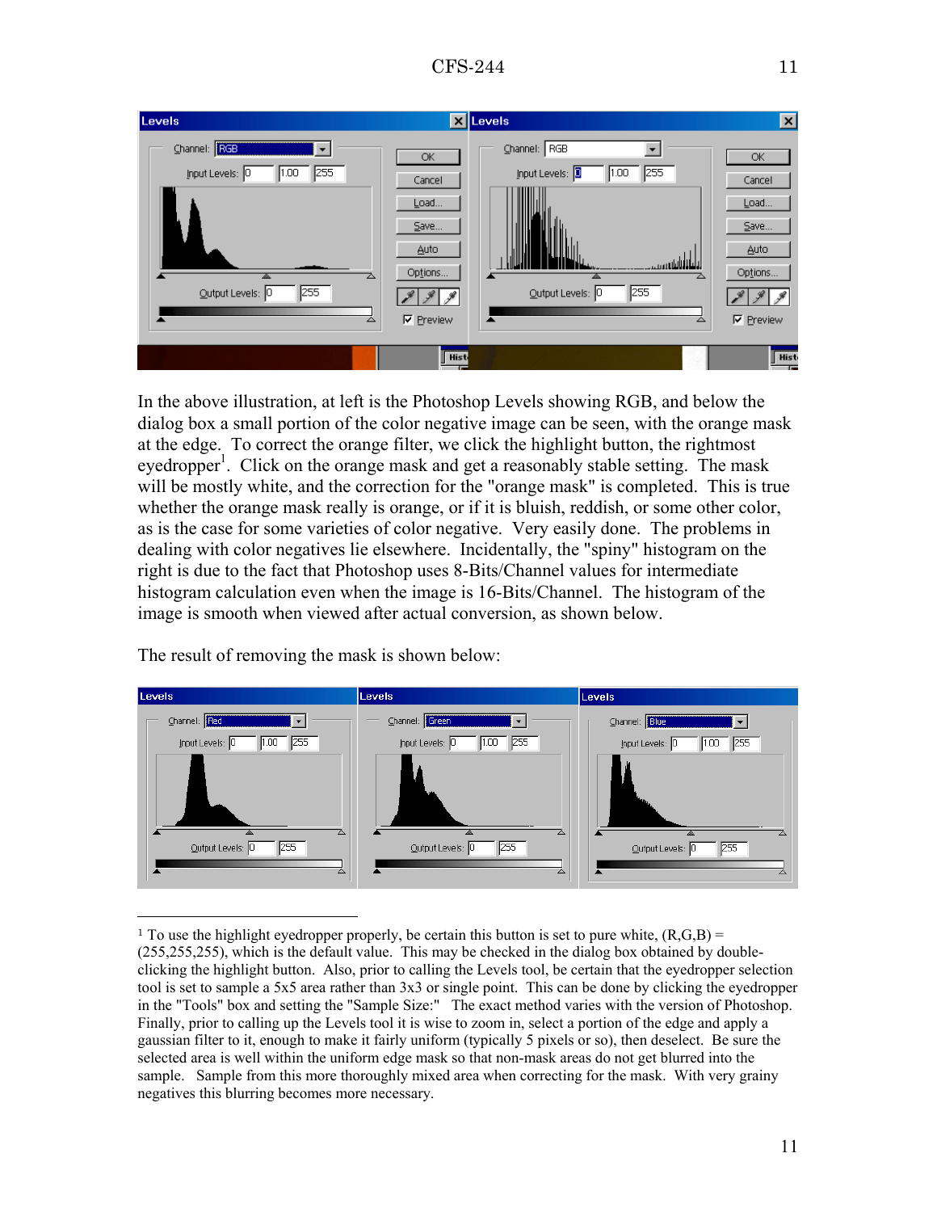Levels
Channel: RGB
Input Levels: 0 1.00 255
Output Levels: 0 255
OK
Cancel
Load...
Save...
Auto
Options...
Preview

Levels
Channel: RGB
Input Levels: 0 1.00 255
Output Levels: 0 255
OK
Cancel
Load...
Save...
Auto
Options...
Preview

In the above illustration, at left is the Photoshop Levels showing RGB, and below the dialog box a small portion of the color negative image can be seen, with the orange mask at the edge. To correct the orange filter, we click the highlight button, the rightmost eyedropper[1]. Click on the orange mask and get a reasonably stable setting. The mask will be mostly white, and the correction for the "orange mask" is completed. This is true whether the orange mask really is orange, or if it is bluish, reddish, or some other color, as is the case for some varieties of color negative. Very easily done. The problems in dealing with color negatives lie elsewhere. Incidentally, the "spiny" histogram on the right is due to the fact that Photoshop uses 8-Bits/Channel values for intermediate histogram calculation even when the image is 16-Bits/Channel. The histogram of the image is smooth when viewed after actual conversion, as shown below.

The result of removing the mask is shown below:

Levels
Channel: Red
Input Levels: 0 1.00 255
Output Levels: 0 255

Levels
Channel: Green
Input Levels: 0 1.00 255
Output Levels: 0 255

Levels
Channel: Blue
Input Levels: 0 1.00 255
Output Levels: 0 255

---

[1] To use the highlight eyedropper properly, be certain this button is set to pure white, (R,G,B) = (255,255,255), which is the default value. This may be checked in the dialog box obtained by double-clicking the highlight button. Also, prior to calling the Levels tool, be certain that the eyedropper selection tool is set to sample a 5x5 area rather than 3x3 or single point. This can be done by clicking the eyedropper in the "Tools" box and setting the "Sample Size:" The exact method varies with the version of Photoshop. Finally, prior to calling up the Levels tool it is wise to zoom in, select a portion of the edge and apply a gaussian filter to it, enough to make it fairly uniform (typically 5 pixels or so), then deselect. Be sure the selected area is well within the uniform edge mask so that non-mask areas do not get blurred into the sample. Sample from this more thoroughly mixed area when correcting for the mask. With very grainy negatives this blurring becomes more necessary.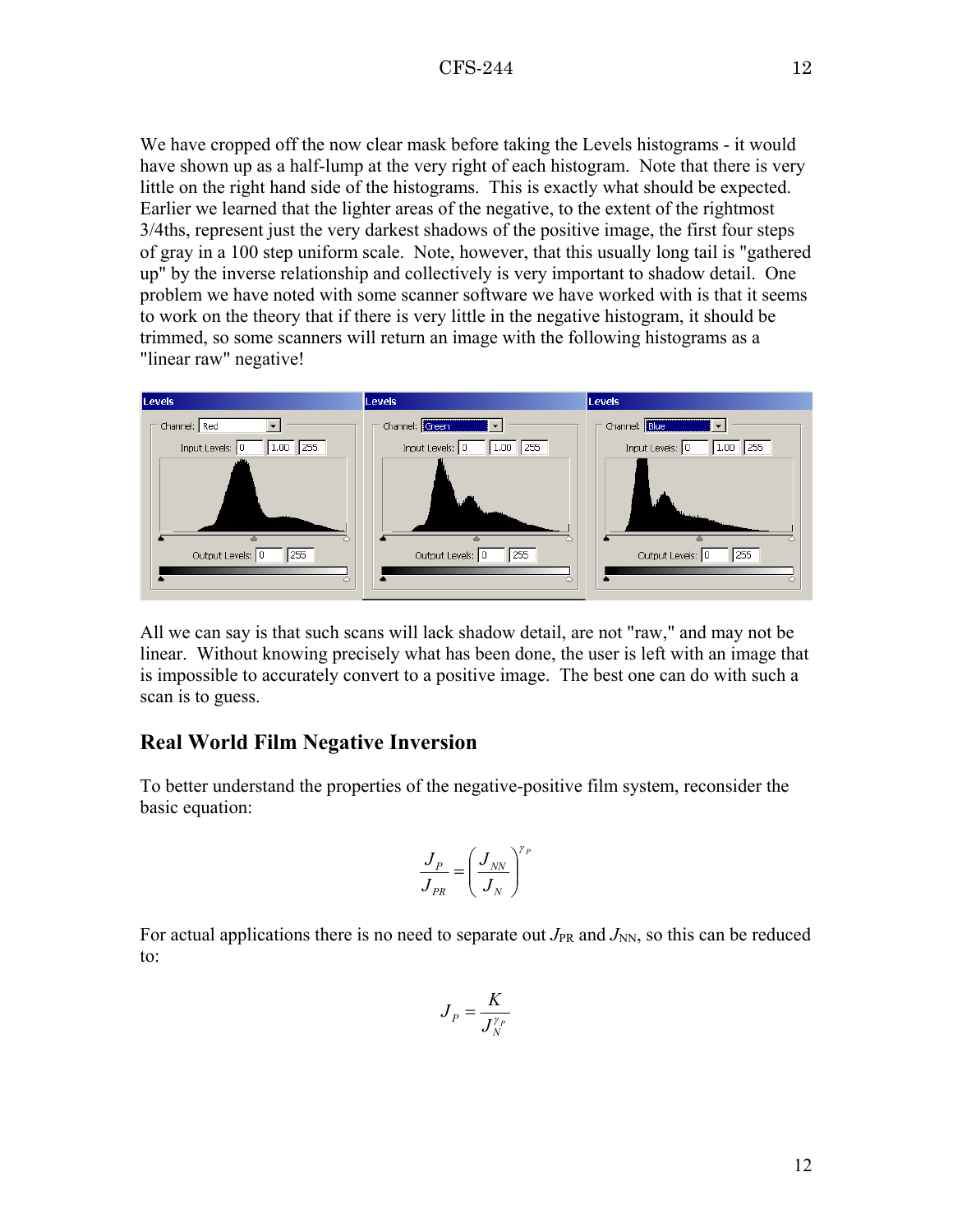We have cropped off the now clear mask before taking the Levels histograms - it would have shown up as a half-lump at the very right of each histogram. Note that there is very little on the right hand side of the histograms. This is exactly what should be expected. Earlier we learned that the lighter areas of the negative, to the extent of the rightmost 3/4ths, represent just the very darkest shadows of the positive image, the first four steps of gray in a 100 step uniform scale. Note, however, that this usually long tail is "gathered up" by the inverse relationship and collectively is very important to shadow detail. One problem we have noted with some scanner software we have worked with is that it seems to work on the theory that if there is very little in the negative histogram, it should be trimmed, so some scanners will return an image with the following histograms as a "linear raw" negative!

Levels

Channel: Red

Input Levels: 0 1.00 255

Output Levels: 0 255

Levels

Channel: Green

Input Levels: 0 1.00 255

Output Levels: 0 255

Levels

Channel: Blue

Input Levels: 0 1.00 255

Output Levels: 0 255

All we can say is that such scans will lack shadow detail, are not "raw," and may not be linear. Without knowing precisely what has been done, the user is left with an image that is impossible to accurately convert to a positive image. The best one can do with such a scan is to guess.

## Real World Film Negative Inversion

To better understand the properties of the negative-positive film system, reconsider the basic equation:

$$\frac{J_P}{J_{PR}} = \left(\frac{J_{NN}}{J_N}\right)^{\gamma_P}$$

For actual applications there is no need to separate out $J_{PR}$ and $J_{NN}$, so this can be reduced to:

$$J_P = \frac{K}{J_N^{\gamma_P}}$$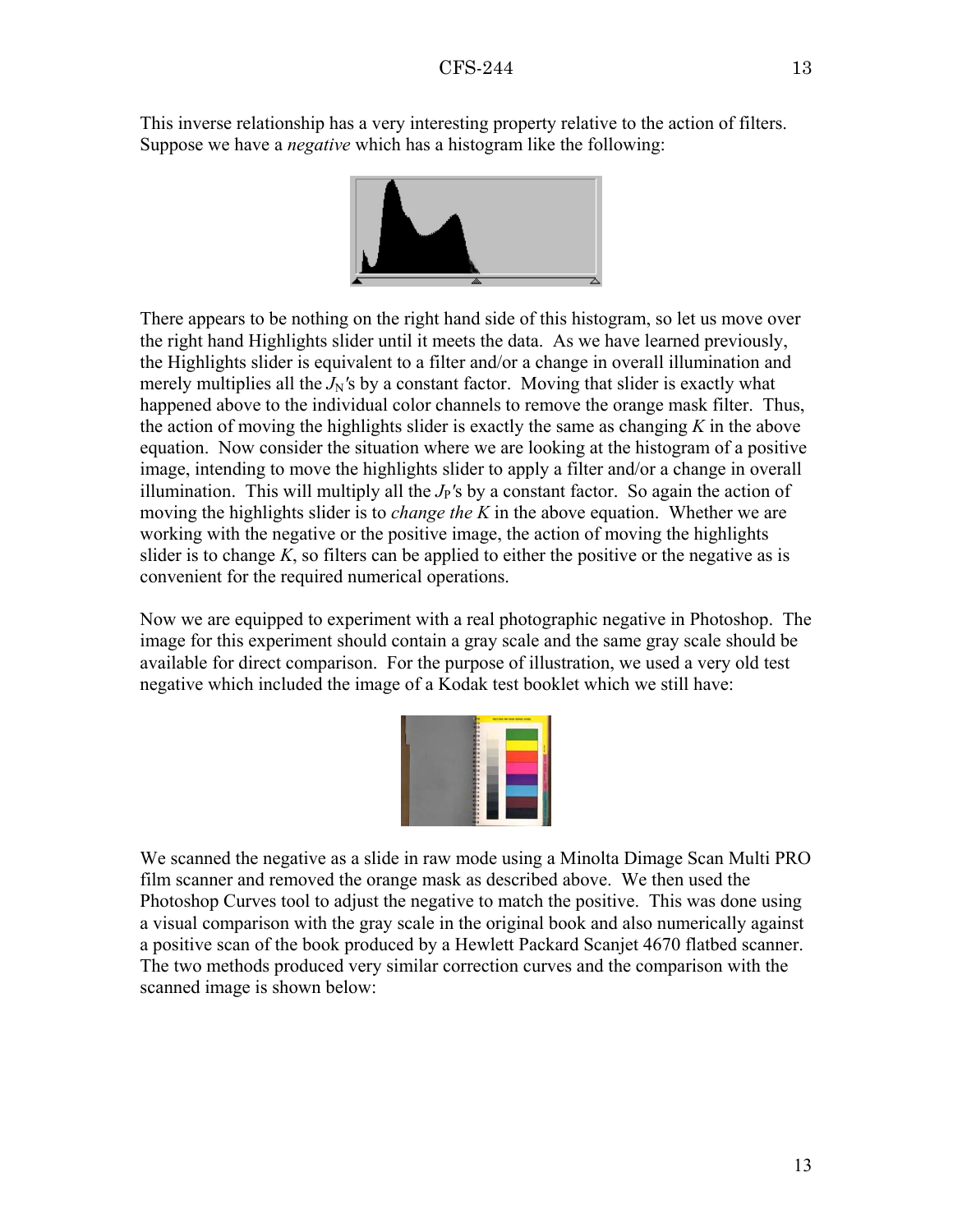This inverse relationship has a very interesting property relative to the action of filters. Suppose we have a *negative* which has a histogram like the following:

There appears to be nothing on the right hand side of this histogram, so let us move over the right hand Highlights slider until it meets the data. As we have learned previously, the Highlights slider is equivalent to a filter and/or a change in overall illumination and merely multiplies all the $J_N$′s by a constant factor. Moving that slider is exactly what happened above to the individual color channels to remove the orange mask filter. Thus, the action of moving the highlights slider is exactly the same as changing $K$ in the above equation. Now consider the situation where we are looking at the histogram of a positive image, intending to move the highlights slider to apply a filter and/or a change in overall illumination. This will multiply all the $J_P$′s by a constant factor. So again the action of moving the highlights slider is to *change the* $K$ in the above equation. Whether we are working with the negative or the positive image, the action of moving the highlights slider is to change $K$, so filters can be applied to either the positive or the negative as is convenient for the required numerical operations.

Now we are equipped to experiment with a real photographic negative in Photoshop. The image for this experiment should contain a gray scale and the same gray scale should be available for direct comparison. For the purpose of illustration, we used a very old test negative which included the image of a Kodak test booklet which we still have:

We scanned the negative as a slide in raw mode using a Minolta Dimage Scan Multi PRO film scanner and removed the orange mask as described above. We then used the Photoshop Curves tool to adjust the negative to match the positive. This was done using a visual comparison with the gray scale in the original book and also numerically against a positive scan of the book produced by a Hewlett Packard Scanjet 4670 flatbed scanner. The two methods produced very similar correction curves and the comparison with the scanned image is shown below: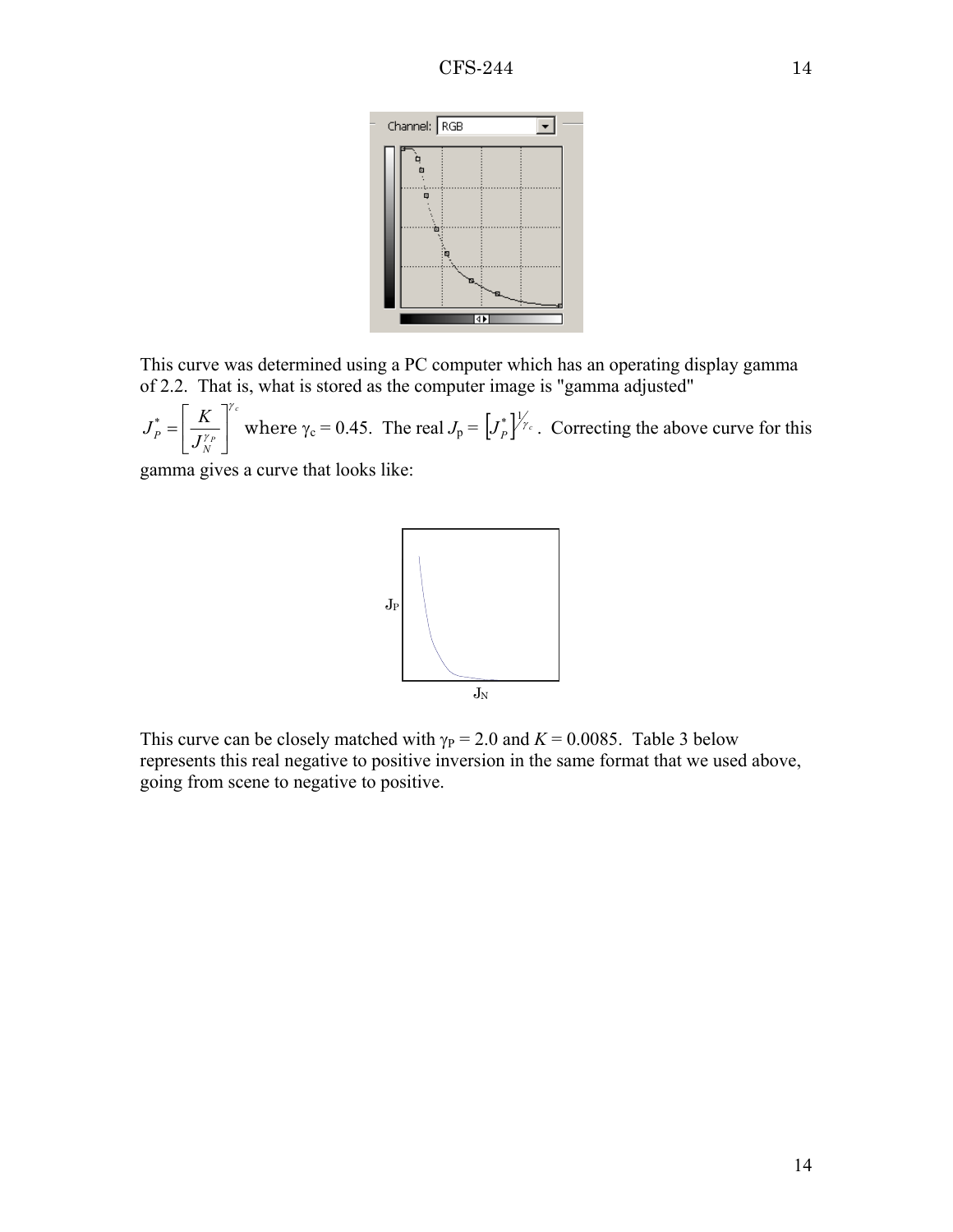Channel: RGB

This curve was determined using a PC computer which has an operating display gamma of 2.2. That is, what is stored as the computer image is "gamma adjusted" $J_P^* = \left[\dfrac{K}{J_N^{\gamma_P}}\right]^{\gamma_c}$ where $\gamma_c = 0.45$. The real $J_p = \left[J_P^*\right]^{1/\gamma_c}$. Correcting the above curve for this gamma gives a curve that looks like:

$J_P$

$J_N$

This curve can be closely matched with $\gamma_P = 2.0$ and $K = 0.0085$. Table 3 below represents this real negative to positive inversion in the same format that we used above, going from scene to negative to positive.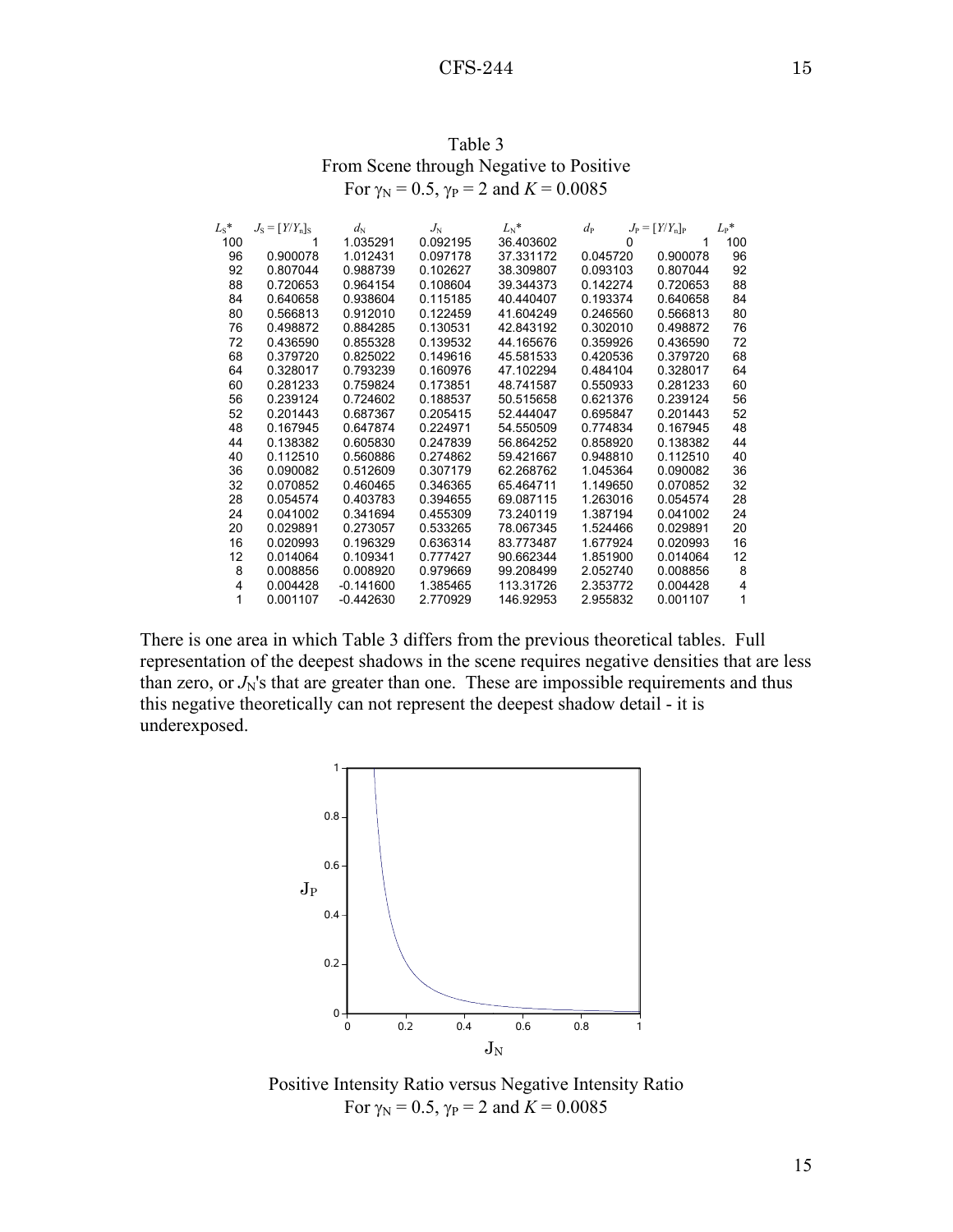Table 3
From Scene through Negative to Positive
For $\gamma_N = 0.5$, $\gamma_P = 2$ and $K = 0.0085$

| $L_S$* | $J_S = [Y/Y_n]_S$ | $d_N$ | $J_N$ | $L_N$* | $d_P$ | $J_P = [Y/Y_n]_P$ | $L_P$* |
|---|---|---|---|---|---|---|---|
| 100 | 1 | 1.035291 | 0.092195 | 36.403602 | 0 | 1 | 100 |
| 96 | 0.900078 | 1.012431 | 0.097178 | 37.331172 | 0.045720 | 0.900078 | 96 |
| 92 | 0.807044 | 0.988739 | 0.102627 | 38.309807 | 0.093103 | 0.807044 | 92 |
| 88 | 0.720653 | 0.964154 | 0.108604 | 39.344373 | 0.142274 | 0.720653 | 88 |
| 84 | 0.640658 | 0.938604 | 0.115185 | 40.440407 | 0.193374 | 0.640658 | 84 |
| 80 | 0.566813 | 0.912010 | 0.122459 | 41.604249 | 0.246560 | 0.566813 | 80 |
| 76 | 0.498872 | 0.884285 | 0.130531 | 42.843192 | 0.302010 | 0.498872 | 76 |
| 72 | 0.436590 | 0.855328 | 0.139532 | 44.165676 | 0.359926 | 0.436590 | 72 |
| 68 | 0.379720 | 0.825022 | 0.149616 | 45.581533 | 0.420536 | 0.379720 | 68 |
| 64 | 0.328017 | 0.793239 | 0.160976 | 47.102294 | 0.484104 | 0.328017 | 64 |
| 60 | 0.281233 | 0.759824 | 0.173851 | 48.741587 | 0.550933 | 0.281233 | 60 |
| 56 | 0.239124 | 0.724602 | 0.188537 | 50.515658 | 0.621376 | 0.239124 | 56 |
| 52 | 0.201443 | 0.687367 | 0.205415 | 52.444047 | 0.695847 | 0.201443 | 52 |
| 48 | 0.167945 | 0.647874 | 0.224971 | 54.550509 | 0.774834 | 0.167945 | 48 |
| 44 | 0.138382 | 0.605830 | 0.247839 | 56.864252 | 0.858920 | 0.138382 | 44 |
| 40 | 0.112510 | 0.560886 | 0.274862 | 59.421667 | 0.948810 | 0.112510 | 40 |
| 36 | 0.090082 | 0.512609 | 0.307179 | 62.268762 | 1.045364 | 0.090082 | 36 |
| 32 | 0.070852 | 0.460465 | 0.346365 | 65.464711 | 1.149650 | 0.070852 | 32 |
| 28 | 0.054574 | 0.403783 | 0.394655 | 69.087115 | 1.263016 | 0.054574 | 28 |
| 24 | 0.041002 | 0.341694 | 0.455309 | 73.240119 | 1.387194 | 0.041002 | 24 |
| 20 | 0.029891 | 0.273057 | 0.533265 | 78.067345 | 1.524466 | 0.029891 | 20 |
| 16 | 0.020993 | 0.196329 | 0.636314 | 83.773487 | 1.677924 | 0.020993 | 16 |
| 12 | 0.014064 | 0.109341 | 0.777427 | 90.662344 | 1.851900 | 0.014064 | 12 |
| 8 | 0.008856 | 0.008920 | 0.979669 | 99.208499 | 2.052740 | 0.008856 | 8 |
| 4 | 0.004428 | -0.141600 | 1.385465 | 113.31726 | 2.353772 | 0.004428 | 4 |
| 1 | 0.001107 | -0.442630 | 2.770929 | 146.92953 | 2.955832 | 0.001107 | 1 |

There is one area in which Table 3 differs from the previous theoretical tables. Full representation of the deepest shadows in the scene requires negative densities that are less than zero, or $J_N$'s that are greater than one. These are impossible requirements and thus this negative theoretically can not represent the deepest shadow detail - it is underexposed.

1
0.8
0.6
0.4
0.2
0
$J_P$
0
0.2
0.4
0.6
0.8
1
$J_N$

Positive Intensity Ratio versus Negative Intensity Ratio
For $\gamma_N = 0.5$, $\gamma_P = 2$ and $K = 0.0085$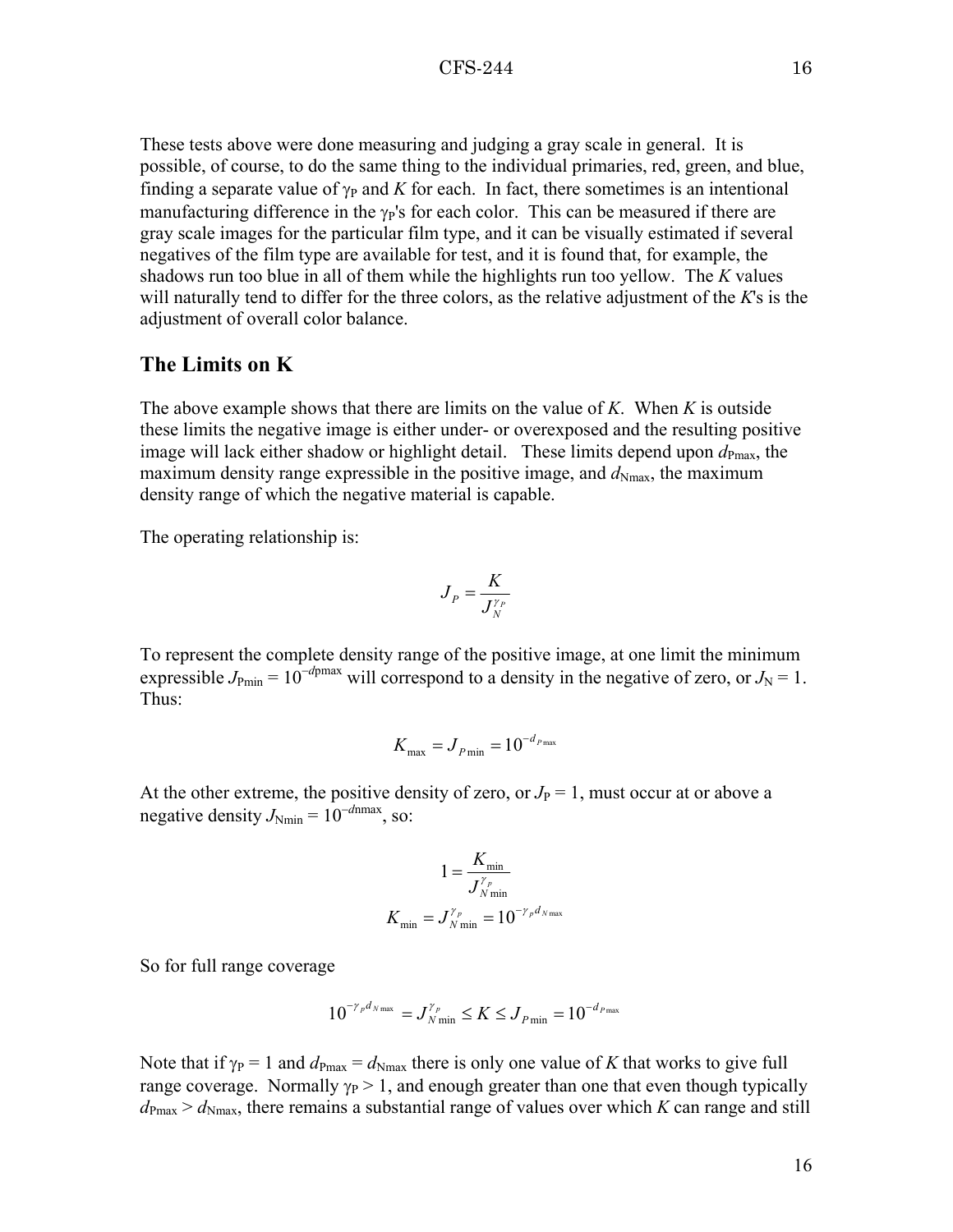These tests above were done measuring and judging a gray scale in general. It is possible, of course, to do the same thing to the individual primaries, red, green, and blue, finding a separate value of $\gamma_P$ and $K$ for each. In fact, there sometimes is an intentional manufacturing difference in the $\gamma_P$'s for each color. This can be measured if there are gray scale images for the particular film type, and it can be visually estimated if several negatives of the film type are available for test, and it is found that, for example, the shadows run too blue in all of them while the highlights run too yellow. The $K$ values will naturally tend to differ for the three colors, as the relative adjustment of the $K$'s is the adjustment of overall color balance.

## The Limits on K

The above example shows that there are limits on the value of $K$. When $K$ is outside these limits the negative image is either under- or overexposed and the resulting positive image will lack either shadow or highlight detail. These limits depend upon $d_{P\max}$, the maximum density range expressible in the positive image, and $d_{N\max}$, the maximum density range of which the negative material is capable.

The operating relationship is:

$$J_P = \frac{K}{J_N^{\gamma_P}}$$

To represent the complete density range of the positive image, at one limit the minimum expressible $J_{P\min} = 10^{-d_{P\max}}$ will correspond to a density in the negative of zero, or $J_N = 1$. Thus:

$$K_{\max} = J_{P\min} = 10^{-d_{P\max}}$$

At the other extreme, the positive density of zero, or $J_P = 1$, must occur at or above a negative density $J_{N\min} = 10^{-d_{N\max}}$, so:

$$1 = \frac{K_{\min}}{J_{N\min}^{\gamma_p}}$$

$$K_{\min} = J_{N\min}^{\gamma_p} = 10^{-\gamma_p d_{N\max}}$$

So for full range coverage

$$10^{-\gamma_p d_{N\max}} = J_{N\min}^{\gamma_p} \leq K \leq J_{P\min} = 10^{-d_{P\max}}$$

Note that if $\gamma_P = 1$ and $d_{P\max} = d_{N\max}$ there is only one value of $K$ that works to give full range coverage. Normally $\gamma_P > 1$, and enough greater than one that even though typically $d_{P\max} > d_{N\max}$, there remains a substantial range of values over which $K$ can range and still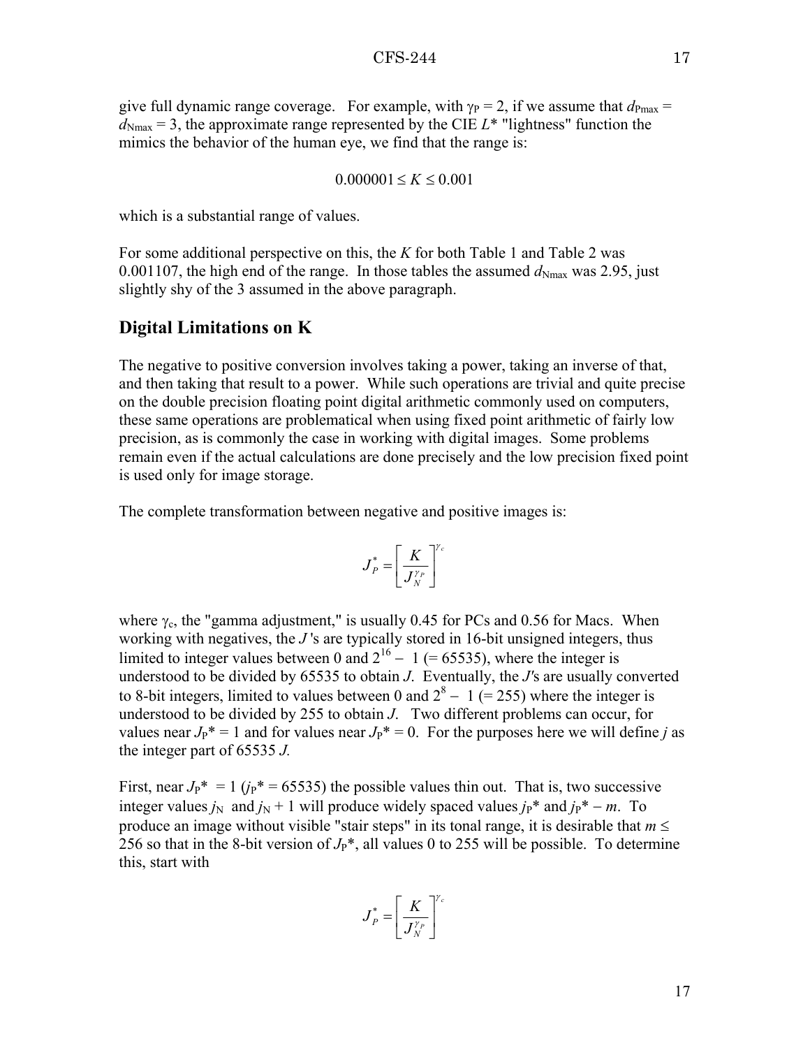give full dynamic range coverage. For example, with $\gamma_P = 2$, if we assume that $d_{Pmax} = d_{Nmax} = 3$, the approximate range represented by the CIE $L^*$ "lightness" function the mimics the behavior of the human eye, we find that the range is:

$$0.000001 \leq K \leq 0.001$$

which is a substantial range of values.

For some additional perspective on this, the $K$ for both Table 1 and Table 2 was 0.001107, the high end of the range. In those tables the assumed $d_{Nmax}$ was 2.95, just slightly shy of the 3 assumed in the above paragraph.

## Digital Limitations on K

The negative to positive conversion involves taking a power, taking an inverse of that, and then taking that result to a power. While such operations are trivial and quite precise on the double precision floating point digital arithmetic commonly used on computers, these same operations are problematical when using fixed point arithmetic of fairly low precision, as is commonly the case in working with digital images. Some problems remain even if the actual calculations are done precisely and the low precision fixed point is used only for image storage.

The complete transformation between negative and positive images is:

$$J_P^* = \left[ \frac{K}{J_N^{\gamma_P}} \right]^{\gamma_c}$$

where $\gamma_c$, the "gamma adjustment," is usually 0.45 for PCs and 0.56 for Macs. When working with negatives, the $J$'s are typically stored in 16-bit unsigned integers, thus limited to integer values between 0 and $2^{16} - 1$ (= 65535), where the integer is understood to be divided by 65535 to obtain $J$. Eventually, the $J$'s are usually converted to 8-bit integers, limited to values between 0 and $2^8 - 1$ (= 255) where the integer is understood to be divided by 255 to obtain $J$. Two different problems can occur, for values near $J_P^* = 1$ and for values near $J_P^* = 0$. For the purposes here we will define $j$ as the integer part of 65535 $J$.

First, near $J_P^* = 1$ ($j_P^* = 65535$) the possible values thin out. That is, two successive integer values $j_N$ and $j_N + 1$ will produce widely spaced values $j_P^*$ and $j_P^* - m$. To produce an image without visible "stair steps" in its tonal range, it is desirable that $m \leq 256$ so that in the 8-bit version of $J_P^*$, all values 0 to 255 will be possible. To determine this, start with

$$J_P^* = \left[ \frac{K}{J_N^{\gamma_P}} \right]^{\gamma_c}$$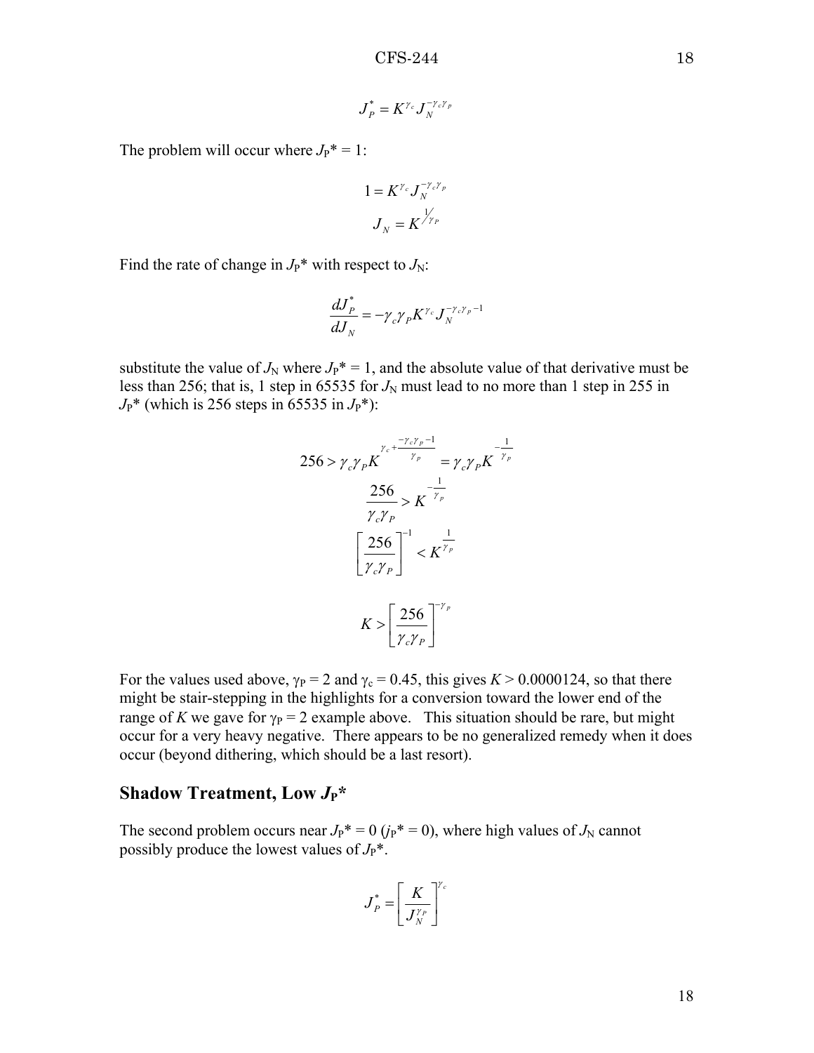$$J_P^* = K^{\gamma_c} J_N^{-\gamma_c \gamma_p}$$

The problem will occur where $J_P^* = 1$:

$$1 = K^{\gamma_c} J_N^{-\gamma_c \gamma_p}$$

$$J_N = K^{1/\gamma_P}$$

Find the rate of change in $J_P^*$ with respect to $J_N$:

$$\frac{dJ_P^*}{dJ_N} = -\gamma_c \gamma_P K^{\gamma_c} J_N^{-\gamma_c \gamma_p - 1}$$

substitute the value of $J_N$ where $J_P^* = 1$, and the absolute value of that derivative must be less than 256; that is, 1 step in 65535 for $J_N$ must lead to no more than 1 step in 255 in $J_P^*$ (which is 256 steps in 65535 in $J_P^*$):

$$256 > \gamma_c \gamma_P K^{\gamma_c + \frac{-\gamma_c \gamma_p - 1}{\gamma_p}} = \gamma_c \gamma_P K^{-\frac{1}{\gamma_p}}$$

$$\frac{256}{\gamma_c \gamma_P} > K^{-\frac{1}{\gamma_p}}$$

$$\left[\frac{256}{\gamma_c \gamma_P}\right]^{-1} < K^{\frac{1}{\gamma_p}}$$

$$K > \left[\frac{256}{\gamma_c \gamma_P}\right]^{-\gamma_p}$$

For the values used above, $\gamma_P = 2$ and $\gamma_c = 0.45$, this gives $K > 0.0000124$, so that there might be stair-stepping in the highlights for a conversion toward the lower end of the range of $K$ we gave for $\gamma_P = 2$ example above. This situation should be rare, but might occur for a very heavy negative. There appears to be no generalized remedy when it does occur (beyond dithering, which should be a last resort).

## Shadow Treatment, Low $J_P^*$

The second problem occurs near $J_P^* = 0$ ($j_P^* = 0$), where high values of $J_N$ cannot possibly produce the lowest values of $J_P^*$.

$$J_P^* = \left[\frac{K}{J_N^{\gamma_P}}\right]^{\gamma_c}$$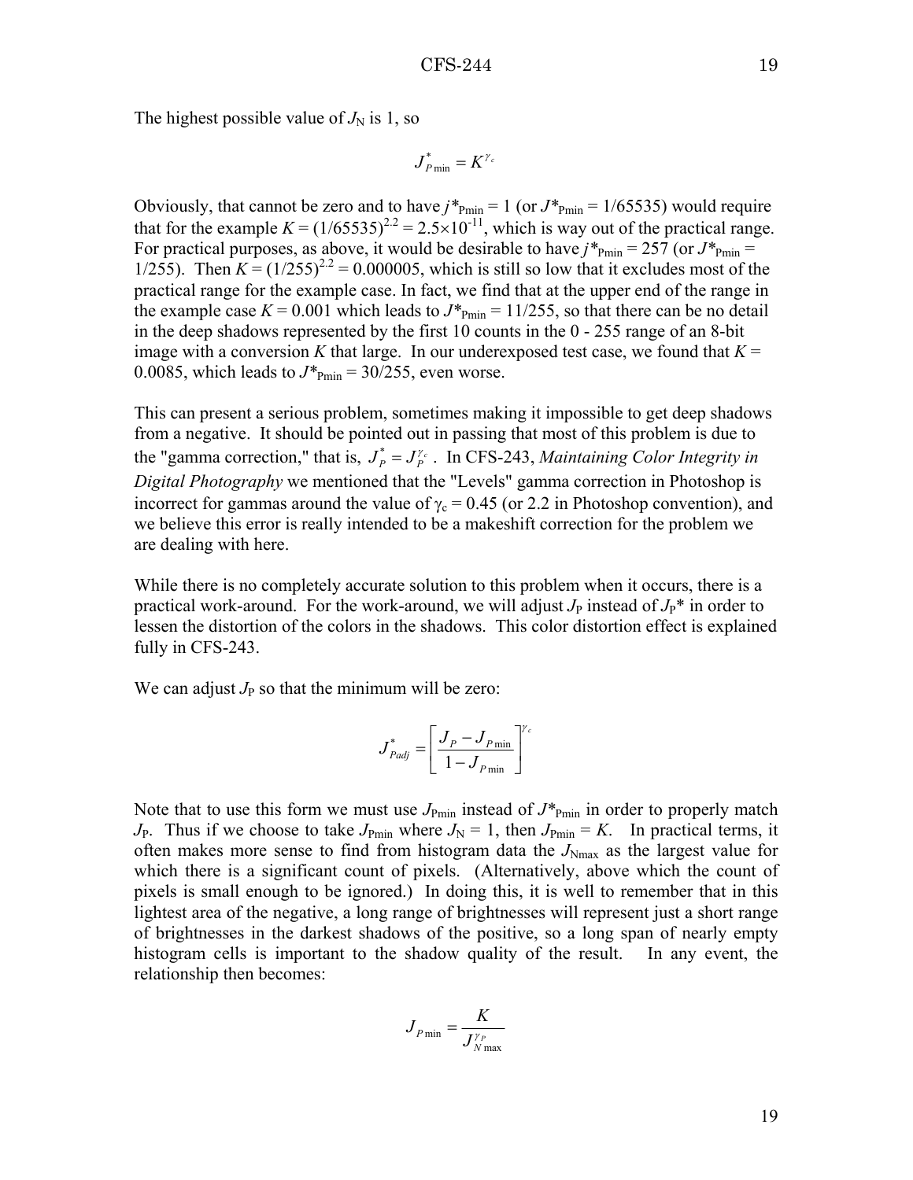The highest possible value of $J_N$ is 1, so

$$J^*_{P\min} = K^{\gamma_c}$$

Obviously, that cannot be zero and to have $j^*_{P\min} = 1$ (or $J^*_{P\min} = 1/65535$) would require that for the example $K = (1/65535)^{2.2} = 2.5\times10^{-11}$, which is way out of the practical range. For practical purposes, as above, it would be desirable to have $j^*_{P\min} = 257$ (or $J^*_{P\min} = 1/255$). Then $K = (1/255)^{2.2} = 0.000005$, which is still so low that it excludes most of the practical range for the example case. In fact, we find that at the upper end of the range in the example case $K = 0.001$ which leads to $J^*_{P\min} = 11/255$, so that there can be no detail in the deep shadows represented by the first 10 counts in the 0 - 255 range of an 8-bit image with a conversion $K$ that large. In our underexposed test case, we found that $K = 0.0085$, which leads to $J^*_{P\min} = 30/255$, even worse.

This can present a serious problem, sometimes making it impossible to get deep shadows from a negative. It should be pointed out in passing that most of this problem is due to the "gamma correction," that is, $J^*_P = J_P^{\gamma_c}$. In CFS-243, *Maintaining Color Integrity in Digital Photography* we mentioned that the "Levels" gamma correction in Photoshop is incorrect for gammas around the value of $\gamma_c = 0.45$ (or 2.2 in Photoshop convention), and we believe this error is really intended to be a makeshift correction for the problem we are dealing with here.

While there is no completely accurate solution to this problem when it occurs, there is a practical work-around. For the work-around, we will adjust $J_P$ instead of $J_P^*$ in order to lessen the distortion of the colors in the shadows. This color distortion effect is explained fully in CFS-243.

We can adjust $J_P$ so that the minimum will be zero:

$$J^*_{Padj} = \left[\frac{J_P - J_{P\min}}{1 - J_{P\min}}\right]^{\gamma_c}$$

Note that to use this form we must use $J_{P\min}$ instead of $J^*_{P\min}$ in order to properly match $J_P$. Thus if we choose to take $J_{P\min}$ where $J_N = 1$, then $J_{P\min} = K$. In practical terms, it often makes more sense to find from histogram data the $J_{N\max}$ as the largest value for which there is a significant count of pixels. (Alternatively, above which the count of pixels is small enough to be ignored.) In doing this, it is well to remember that in this lightest area of the negative, a long range of brightnesses will represent just a short range of brightnesses in the darkest shadows of the positive, so a long span of nearly empty histogram cells is important to the shadow quality of the result. In any event, the relationship then becomes:

$$J_{P\min} = \frac{K}{J_{N\max}^{\gamma_P}}$$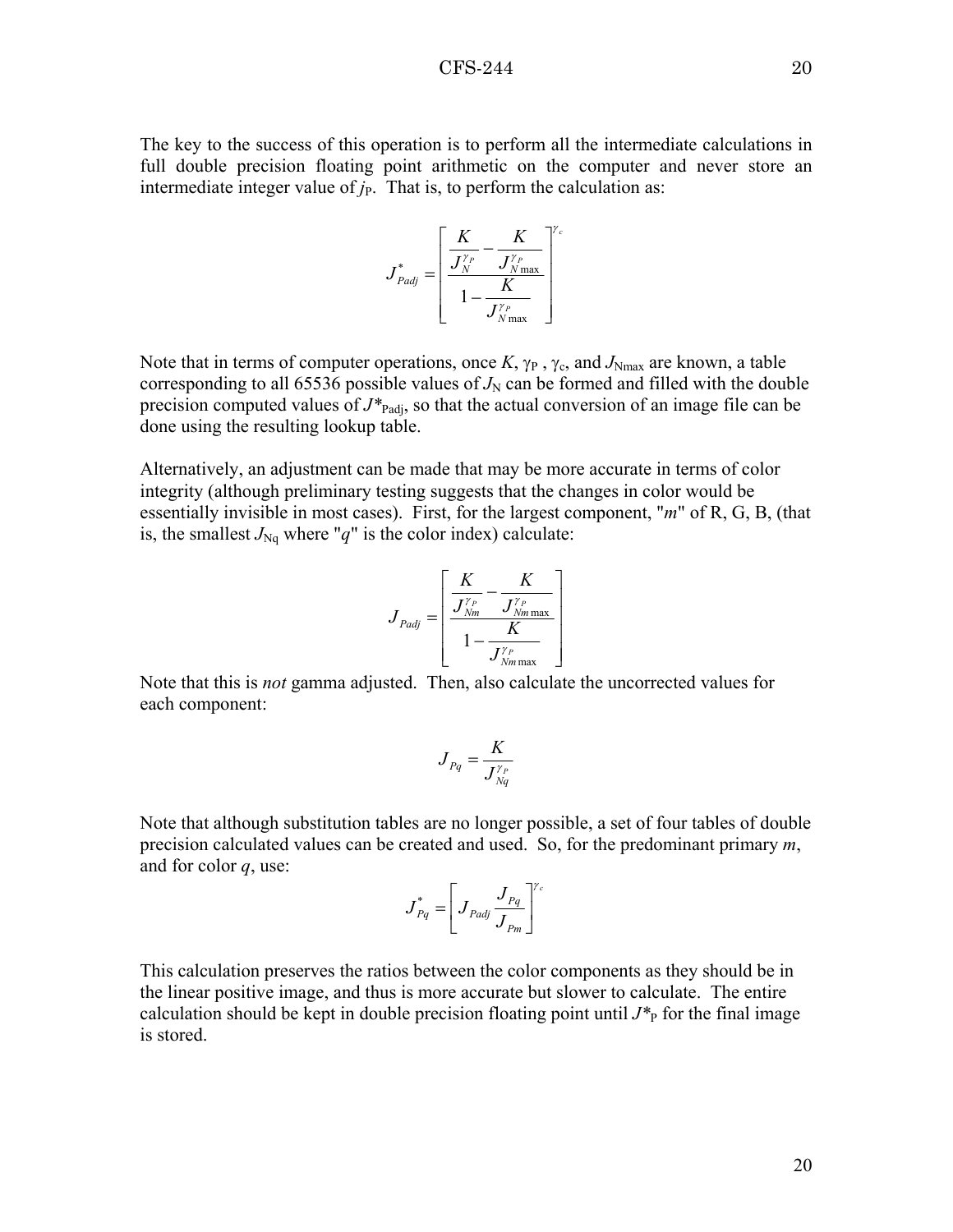The key to the success of this operation is to perform all the intermediate calculations in full double precision floating point arithmetic on the computer and never store an intermediate integer value of $j_P$. That is, to perform the calculation as:

$$J^*_{Padj} = \left[ \frac{\dfrac{K}{J_N^{\gamma_P}} - \dfrac{K}{J_{N\max}^{\gamma_P}}}{1 - \dfrac{K}{J_{N\max}^{\gamma_P}}} \right]^{\gamma_c}$$

Note that in terms of computer operations, once $K$, $\gamma_P$, $\gamma_c$, and $J_{N\max}$ are known, a table corresponding to all 65536 possible values of $J_N$ can be formed and filled with the double precision computed values of $J^*_{Padj}$, so that the actual conversion of an image file can be done using the resulting lookup table.

Alternatively, an adjustment can be made that may be more accurate in terms of color integrity (although preliminary testing suggests that the changes in color would be essentially invisible in most cases). First, for the largest component, "*m*" of R, G, B, (that is, the smallest $J_{Nq}$ where "*q*" is the color index) calculate:

$$J_{Padj} = \left[ \frac{\dfrac{K}{J_{Nm}^{\gamma_P}} - \dfrac{K}{J_{Nm\max}^{\gamma_P}}}{1 - \dfrac{K}{J_{Nm\max}^{\gamma_P}}} \right]$$

Note that this is *not* gamma adjusted. Then, also calculate the uncorrected values for each component:

$$J_{Pq} = \frac{K}{J_{Nq}^{\gamma_P}}$$

Note that although substitution tables are no longer possible, a set of four tables of double precision calculated values can be created and used. So, for the predominant primary $m$, and for color $q$, use:

$$J^*_{Pq} = \left[ J_{Padj} \frac{J_{Pq}}{J_{Pm}} \right]^{\gamma_c}$$

This calculation preserves the ratios between the color components as they should be in the linear positive image, and thus is more accurate but slower to calculate. The entire calculation should be kept in double precision floating point until $J^*_P$ for the final image is stored.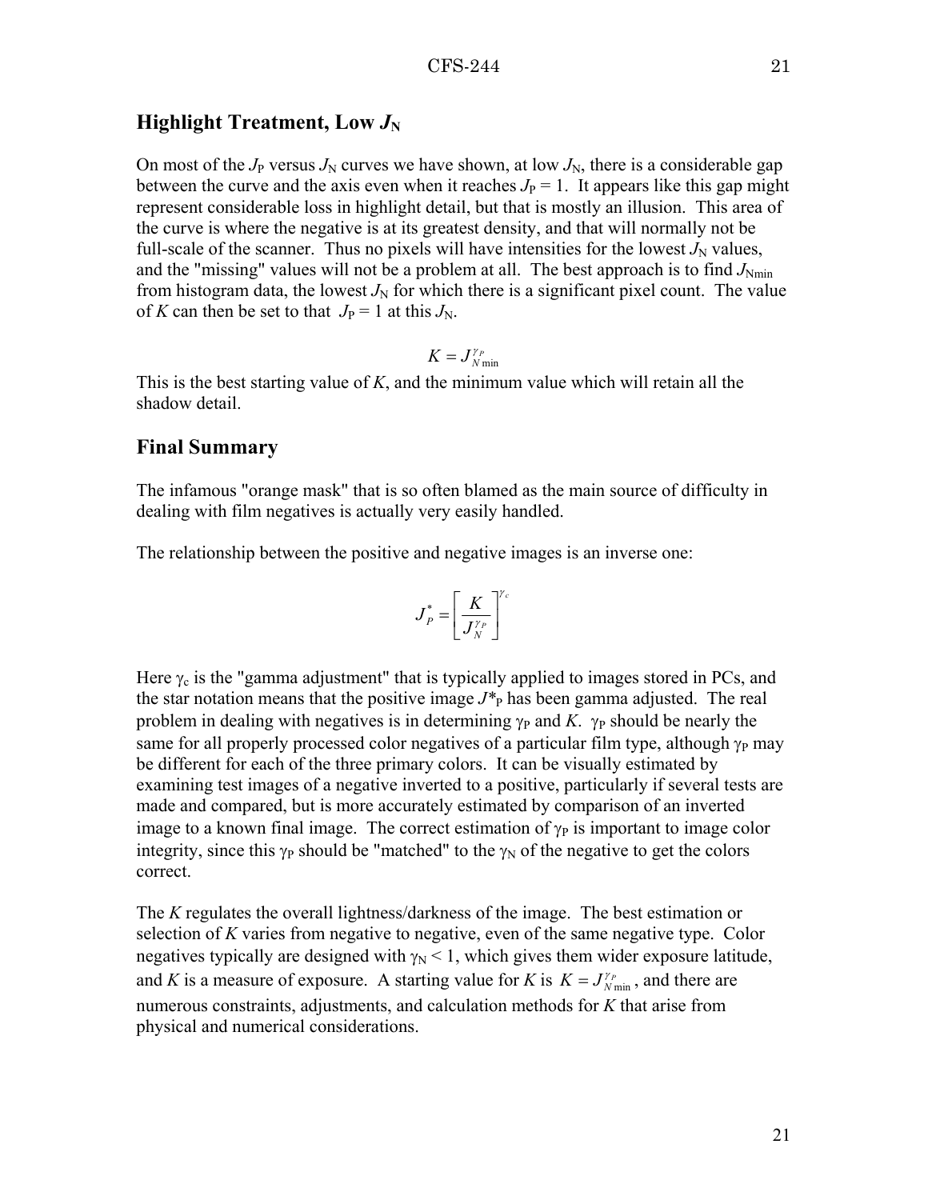## Highlight Treatment, Low $J_N$

On most of the $J_P$ versus $J_N$ curves we have shown, at low $J_N$, there is a considerable gap between the curve and the axis even when it reaches $J_P = 1$. It appears like this gap might represent considerable loss in highlight detail, but that is mostly an illusion. This area of the curve is where the negative is at its greatest density, and that will normally not be full-scale of the scanner. Thus no pixels will have intensities for the lowest $J_N$ values, and the "missing" values will not be a problem at all. The best approach is to find $J_{N\min}$ from histogram data, the lowest $J_N$ for which there is a significant pixel count. The value of $K$ can then be set to that $J_P = 1$ at this $J_N$.

$$K = J_{N\min}^{\gamma_P}$$

This is the best starting value of $K$, and the minimum value which will retain all the shadow detail.

## Final Summary

The infamous "orange mask" that is so often blamed as the main source of difficulty in dealing with film negatives is actually very easily handled.

The relationship between the positive and negative images is an inverse one:

$$J_P^* = \left[ \frac{K}{J_N^{\gamma_P}} \right]^{\gamma_c}$$

Here $\gamma_c$ is the "gamma adjustment" that is typically applied to images stored in PCs, and the star notation means that the positive image $J^*_P$ has been gamma adjusted. The real problem in dealing with negatives is in determining $\gamma_P$ and $K$. $\gamma_P$ should be nearly the same for all properly processed color negatives of a particular film type, although $\gamma_P$ may be different for each of the three primary colors. It can be visually estimated by examining test images of a negative inverted to a positive, particularly if several tests are made and compared, but is more accurately estimated by comparison of an inverted image to a known final image. The correct estimation of $\gamma_P$ is important to image color integrity, since this $\gamma_P$ should be "matched" to the $\gamma_N$ of the negative to get the colors correct.

The $K$ regulates the overall lightness/darkness of the image. The best estimation or selection of $K$ varies from negative to negative, even of the same negative type. Color negatives typically are designed with $\gamma_N < 1$, which gives them wider exposure latitude, and $K$ is a measure of exposure. A starting value for $K$ is $K = J_{N\min}^{\gamma_P}$, and there are numerous constraints, adjustments, and calculation methods for $K$ that arise from physical and numerical considerations.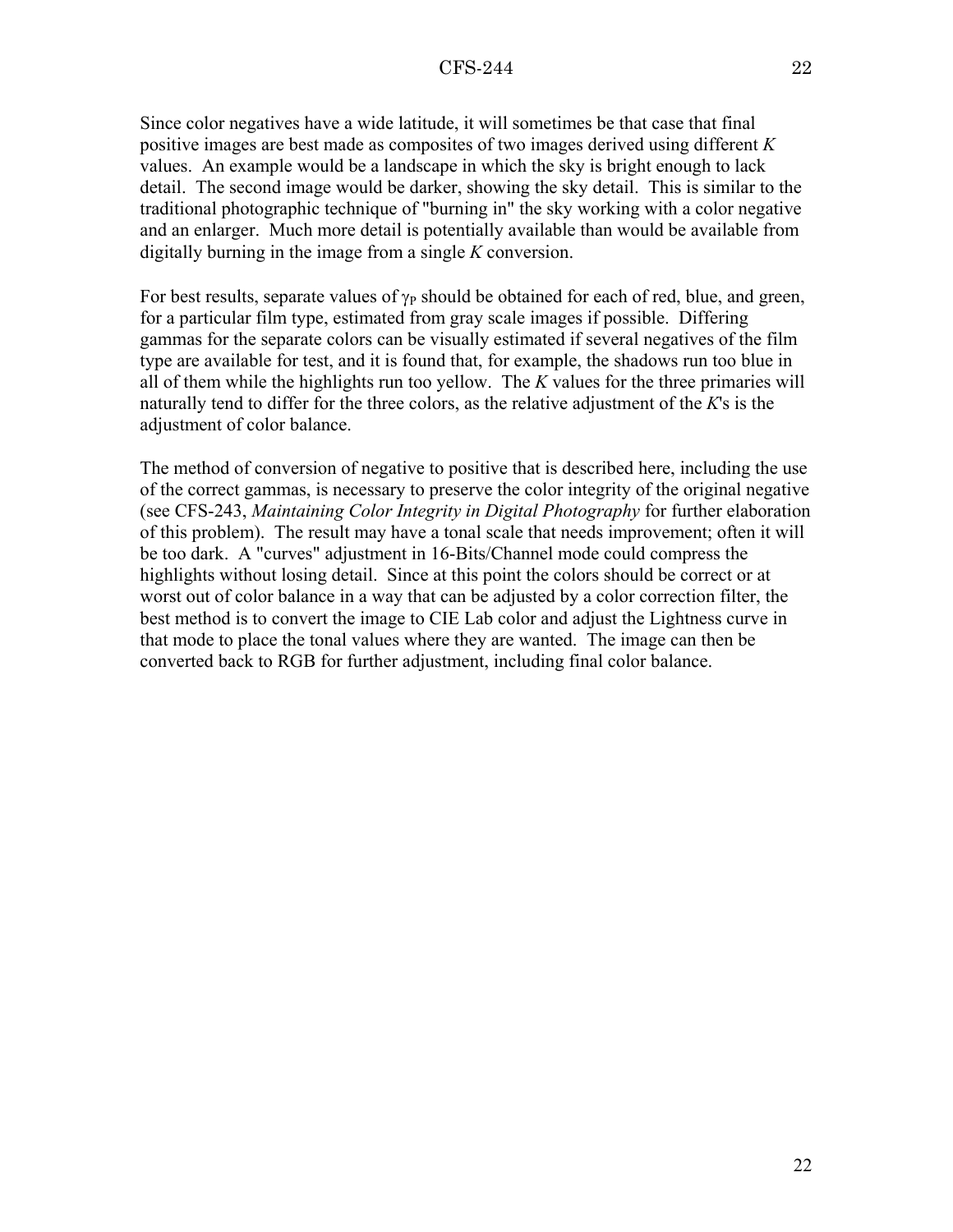Since color negatives have a wide latitude, it will sometimes be that case that final positive images are best made as composites of two images derived using different *K* values. An example would be a landscape in which the sky is bright enough to lack detail. The second image would be darker, showing the sky detail. This is similar to the traditional photographic technique of "burning in" the sky working with a color negative and an enlarger. Much more detail is potentially available than would be available from digitally burning in the image from a single *K* conversion.

For best results, separate values of $\gamma_P$ should be obtained for each of red, blue, and green, for a particular film type, estimated from gray scale images if possible. Differing gammas for the separate colors can be visually estimated if several negatives of the film type are available for test, and it is found that, for example, the shadows run too blue in all of them while the highlights run too yellow. The *K* values for the three primaries will naturally tend to differ for the three colors, as the relative adjustment of the *K*'s is the adjustment of color balance.

The method of conversion of negative to positive that is described here, including the use of the correct gammas, is necessary to preserve the color integrity of the original negative (see CFS-243, *Maintaining Color Integrity in Digital Photography* for further elaboration of this problem). The result may have a tonal scale that needs improvement; often it will be too dark. A "curves" adjustment in 16-Bits/Channel mode could compress the highlights without losing detail. Since at this point the colors should be correct or at worst out of color balance in a way that can be adjusted by a color correction filter, the best method is to convert the image to CIE Lab color and adjust the Lightness curve in that mode to place the tonal values where they are wanted. The image can then be converted back to RGB for further adjustment, including final color balance.